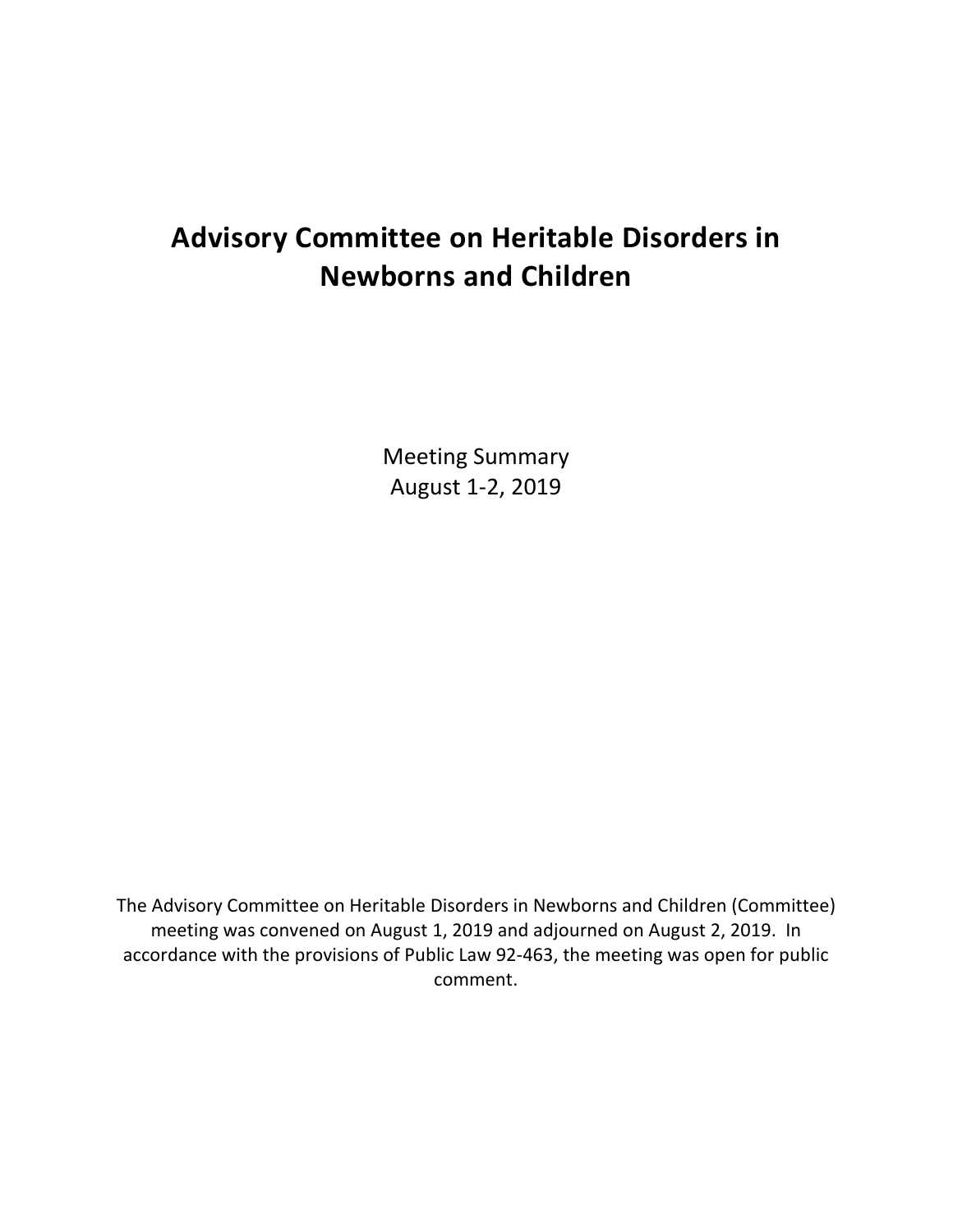# Advisory Committee on Heritable Disorders in Newborns and Children

Meeting Summary
August 1-2, 2019

The Advisory Committee on Heritable Disorders in Newborns and Children (Committee) meeting was convened on August 1, 2019 and adjourned on August 2, 2019. In accordance with the provisions of Public Law 92-463, the meeting was open for public comment.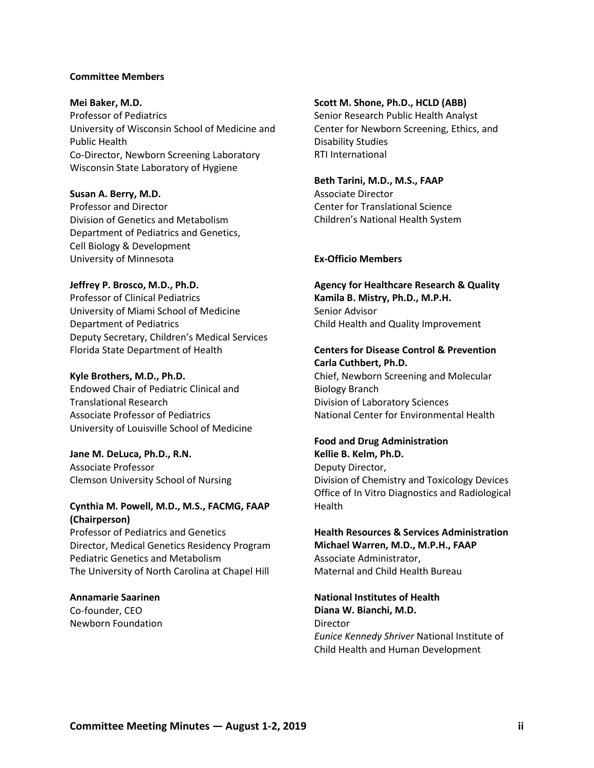## Committee Members

**Mei Baker, M.D.**
Professor of Pediatrics
University of Wisconsin School of Medicine and Public Health
Co-Director, Newborn Screening Laboratory
Wisconsin State Laboratory of Hygiene

**Susan A. Berry, M.D.**
Professor and Director
Division of Genetics and Metabolism
Department of Pediatrics and Genetics, Cell Biology & Development
University of Minnesota

**Jeffrey P. Brosco, M.D., Ph.D.**
Professor of Clinical Pediatrics
University of Miami School of Medicine
Department of Pediatrics
Deputy Secretary, Children's Medical Services
Florida State Department of Health

**Kyle Brothers, M.D., Ph.D.**
Endowed Chair of Pediatric Clinical and Translational Research
Associate Professor of Pediatrics
University of Louisville School of Medicine

**Jane M. DeLuca, Ph.D., R.N.**
Associate Professor
Clemson University School of Nursing

**Cynthia M. Powell, M.D., M.S., FACMG, FAAP (Chairperson)**
Professor of Pediatrics and Genetics
Director, Medical Genetics Residency Program
Pediatric Genetics and Metabolism
The University of North Carolina at Chapel Hill

**Annamarie Saarinen**
Co-founder, CEO
Newborn Foundation

**Scott M. Shone, Ph.D., HCLD (ABB)**
Senior Research Public Health Analyst
Center for Newborn Screening, Ethics, and Disability Studies
RTI International

**Beth Tarini, M.D., M.S., FAAP**
Associate Director
Center for Translational Science
Children's National Health System

## Ex-Officio Members

**Agency for Healthcare Research & Quality**
**Kamila B. Mistry, Ph.D., M.P.H.**
Senior Advisor
Child Health and Quality Improvement

**Centers for Disease Control & Prevention**
**Carla Cuthbert, Ph.D.**
Chief, Newborn Screening and Molecular Biology Branch
Division of Laboratory Sciences
National Center for Environmental Health

**Food and Drug Administration**
**Kellie B. Kelm, Ph.D.**
Deputy Director,
Division of Chemistry and Toxicology Devices
Office of In Vitro Diagnostics and Radiological Health

**Health Resources & Services Administration**
**Michael Warren, M.D., M.P.H., FAAP**
Associate Administrator,
Maternal and Child Health Bureau

**National Institutes of Health**
**Diana W. Bianchi, M.D.**
Director
*Eunice Kennedy Shriver* National Institute of Child Health and Human Development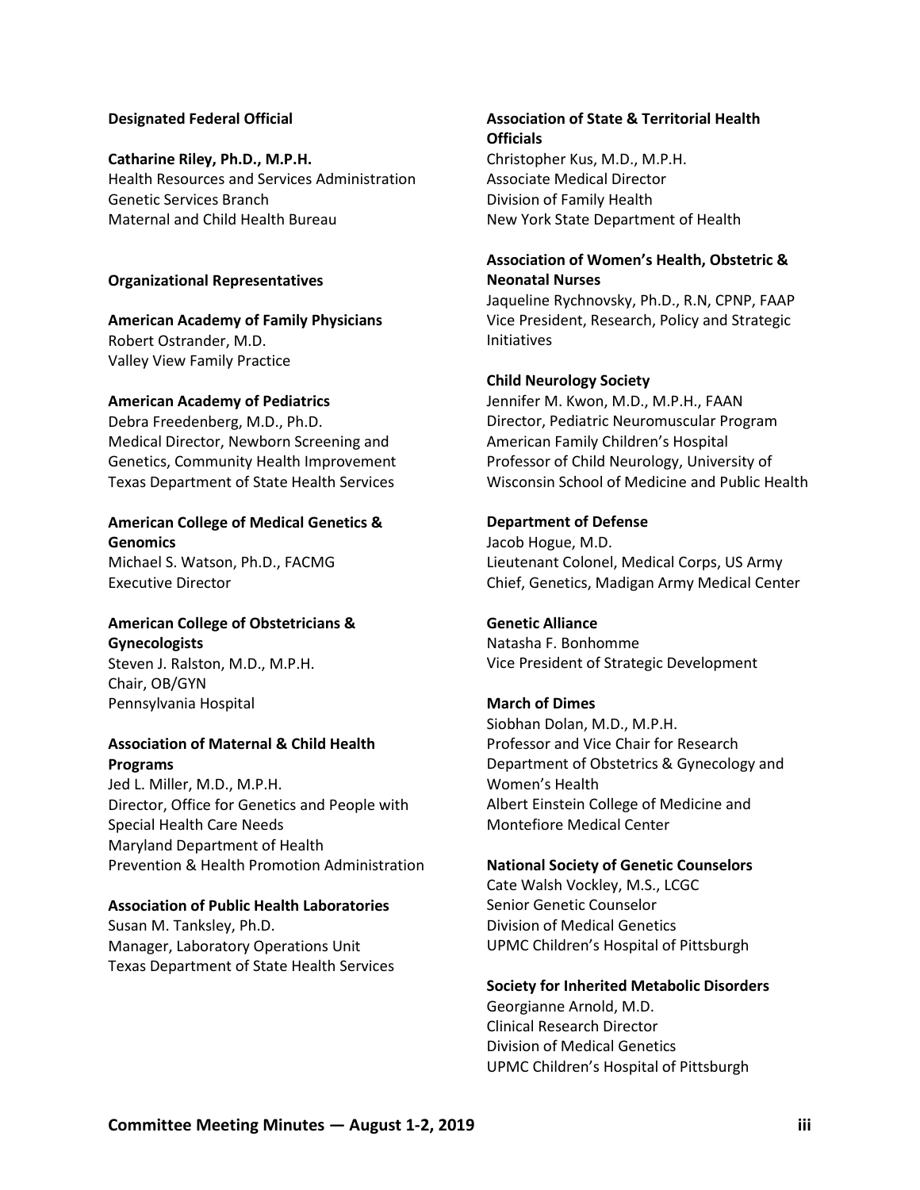**Designated Federal Official**

**Catharine Riley, Ph.D., M.P.H.**
Health Resources and Services Administration
Genetic Services Branch
Maternal and Child Health Bureau

**Organizational Representatives**

**American Academy of Family Physicians**
Robert Ostrander, M.D.
Valley View Family Practice

**American Academy of Pediatrics**
Debra Freedenberg, M.D., Ph.D.
Medical Director, Newborn Screening and Genetics, Community Health Improvement
Texas Department of State Health Services

**American College of Medical Genetics & Genomics**
Michael S. Watson, Ph.D., FACMG
Executive Director

**American College of Obstetricians & Gynecologists**
Steven J. Ralston, M.D., M.P.H.
Chair, OB/GYN
Pennsylvania Hospital

**Association of Maternal & Child Health Programs**
Jed L. Miller, M.D., M.P.H.
Director, Office for Genetics and People with Special Health Care Needs
Maryland Department of Health
Prevention & Health Promotion Administration

**Association of Public Health Laboratories**
Susan M. Tanksley, Ph.D.
Manager, Laboratory Operations Unit
Texas Department of State Health Services

**Association of State & Territorial Health Officials**
Christopher Kus, M.D., M.P.H.
Associate Medical Director
Division of Family Health
New York State Department of Health

**Association of Women's Health, Obstetric & Neonatal Nurses**
Jaqueline Rychnovsky, Ph.D., R.N, CPNP, FAAP
Vice President, Research, Policy and Strategic Initiatives

**Child Neurology Society**
Jennifer M. Kwon, M.D., M.P.H., FAAN
Director, Pediatric Neuromuscular Program
American Family Children's Hospital
Professor of Child Neurology, University of Wisconsin School of Medicine and Public Health

**Department of Defense**
Jacob Hogue, M.D.
Lieutenant Colonel, Medical Corps, US Army
Chief, Genetics, Madigan Army Medical Center

**Genetic Alliance**
Natasha F. Bonhomme
Vice President of Strategic Development

**March of Dimes**
Siobhan Dolan, M.D., M.P.H.
Professor and Vice Chair for Research
Department of Obstetrics & Gynecology and Women's Health
Albert Einstein College of Medicine and Montefiore Medical Center

**National Society of Genetic Counselors**
Cate Walsh Vockley, M.S., LCGC
Senior Genetic Counselor
Division of Medical Genetics
UPMC Children's Hospital of Pittsburgh

**Society for Inherited Metabolic Disorders**
Georgianne Arnold, M.D.
Clinical Research Director
Division of Medical Genetics
UPMC Children's Hospital of Pittsburgh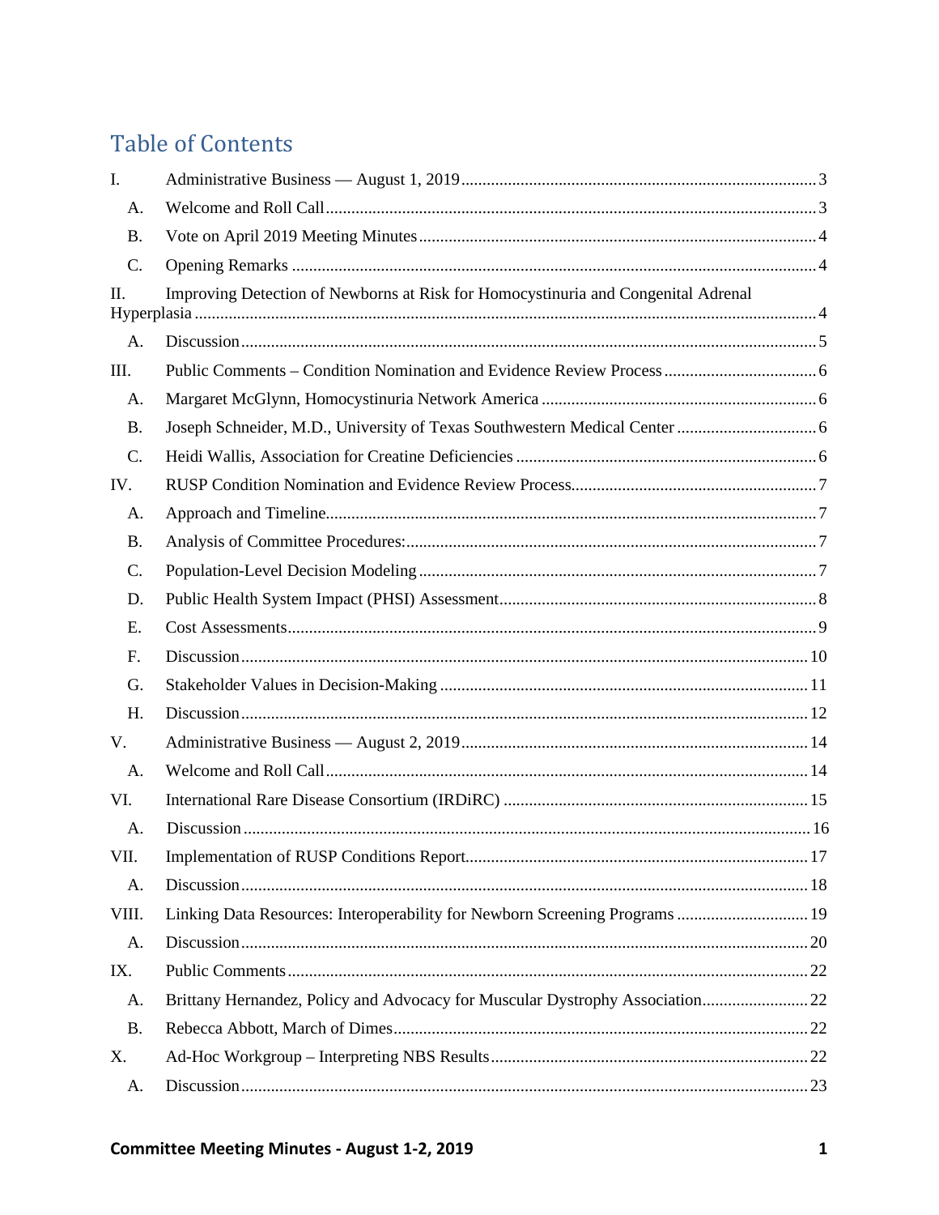# Table of Contents

- I. Administrative Business — August 1, 2019 ... 3
  - A. Welcome and Roll Call ... 3
  - B. Vote on April 2019 Meeting Minutes ... 4
  - C. Opening Remarks ... 4
- II. Improving Detection of Newborns at Risk for Homocystinuria and Congenital Adrenal Hyperplasia ... 4
  - A. Discussion ... 5
- III. Public Comments – Condition Nomination and Evidence Review Process ... 6
  - A. Margaret McGlynn, Homocystinuria Network America ... 6
  - B. Joseph Schneider, M.D., University of Texas Southwestern Medical Center ... 6
  - C. Heidi Wallis, Association for Creatine Deficiencies ... 6
- IV. RUSP Condition Nomination and Evidence Review Process ... 7
  - A. Approach and Timeline ... 7
  - B. Analysis of Committee Procedures: ... 7
  - C. Population-Level Decision Modeling ... 7
  - D. Public Health System Impact (PHSI) Assessment ... 8
  - E. Cost Assessments ... 9
  - F. Discussion ... 10
  - G. Stakeholder Values in Decision-Making ... 11
  - H. Discussion ... 12
- V. Administrative Business — August 2, 2019 ... 14
  - A. Welcome and Roll Call ... 14
- VI. International Rare Disease Consortium (IRDiRC) ... 15
  - A. Discussion ... 16
- VII. Implementation of RUSP Conditions Report ... 17
  - A. Discussion ... 18
- VIII. Linking Data Resources: Interoperability for Newborn Screening Programs ... 19
  - A. Discussion ... 20
- IX. Public Comments ... 22
  - A. Brittany Hernandez, Policy and Advocacy for Muscular Dystrophy Association ... 22
  - B. Rebecca Abbott, March of Dimes ... 22
- X. Ad-Hoc Workgroup – Interpreting NBS Results ... 22
  - A. Discussion ... 23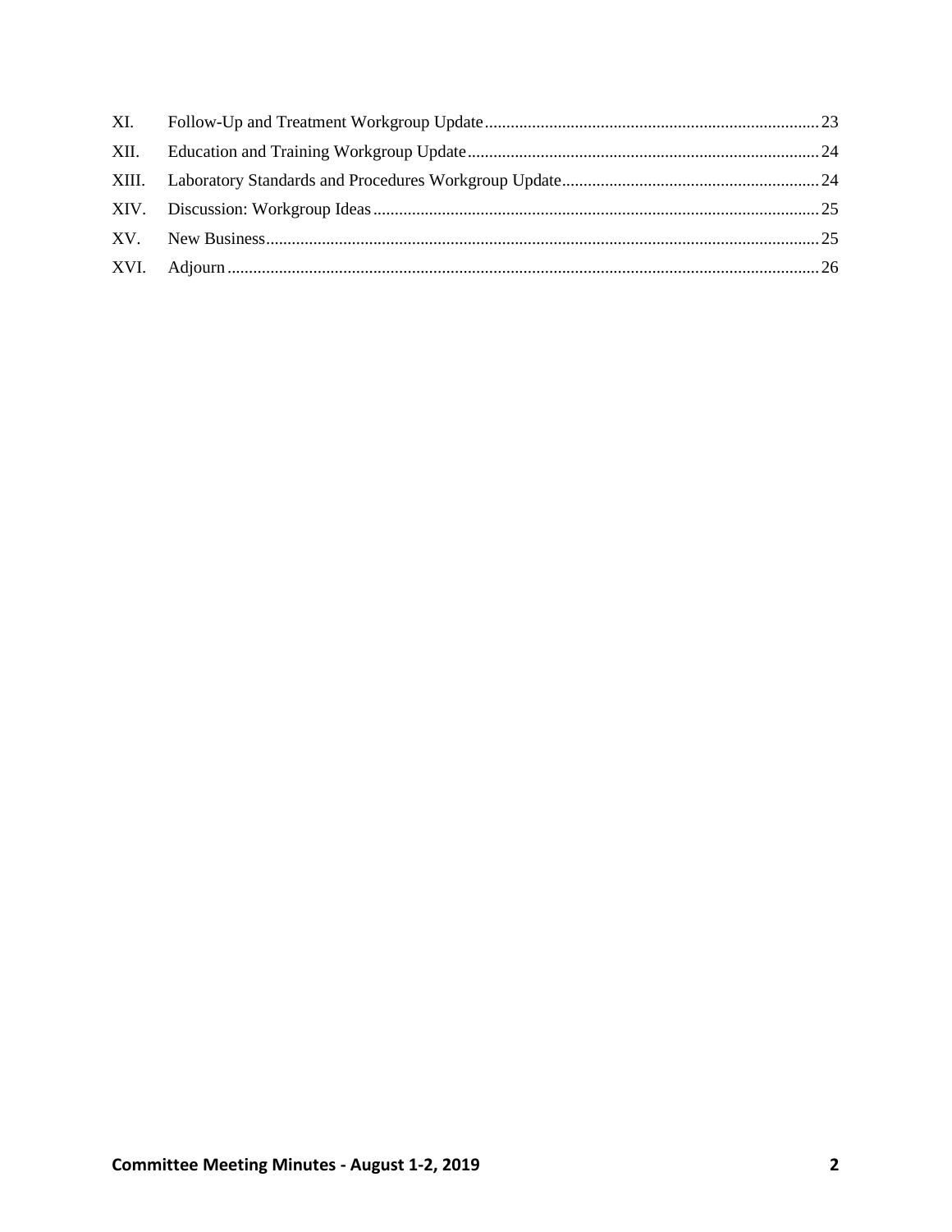XI. Follow-Up and Treatment Workgroup Update ........ 23

XII. Education and Training Workgroup Update ........ 24

XIII. Laboratory Standards and Procedures Workgroup Update ........ 24

XIV. Discussion: Workgroup Ideas ........ 25

XV. New Business ........ 25

XVI. Adjourn ........ 26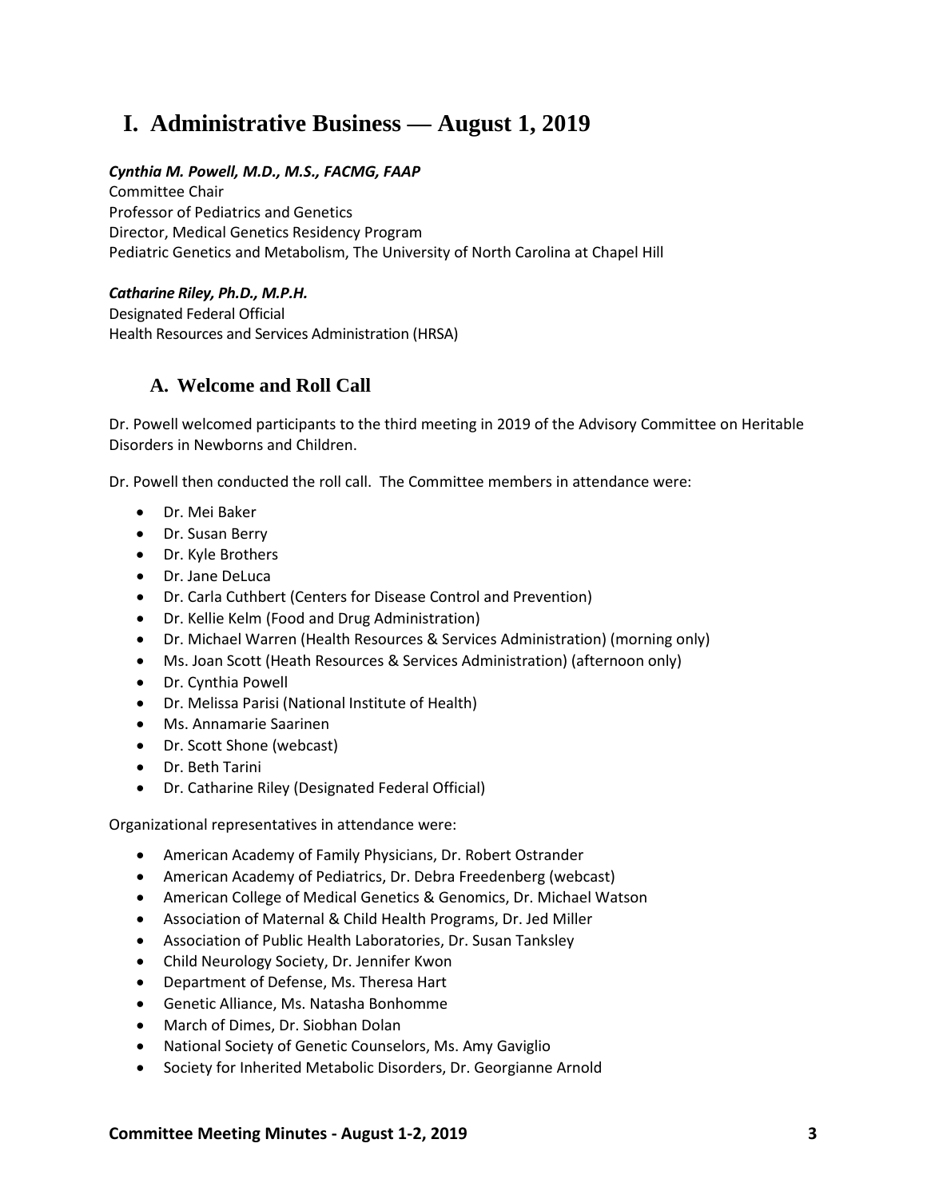# I. Administrative Business — August 1, 2019

***Cynthia M. Powell, M.D., M.S., FACMG, FAAP***
Committee Chair
Professor of Pediatrics and Genetics
Director, Medical Genetics Residency Program
Pediatric Genetics and Metabolism, The University of North Carolina at Chapel Hill

***Catharine Riley, Ph.D., M.P.H.***
Designated Federal Official
Health Resources and Services Administration (HRSA)

## A. Welcome and Roll Call

Dr. Powell welcomed participants to the third meeting in 2019 of the Advisory Committee on Heritable Disorders in Newborns and Children.

Dr. Powell then conducted the roll call. The Committee members in attendance were:

- Dr. Mei Baker
- Dr. Susan Berry
- Dr. Kyle Brothers
- Dr. Jane DeLuca
- Dr. Carla Cuthbert (Centers for Disease Control and Prevention)
- Dr. Kellie Kelm (Food and Drug Administration)
- Dr. Michael Warren (Health Resources & Services Administration) (morning only)
- Ms. Joan Scott (Heath Resources & Services Administration) (afternoon only)
- Dr. Cynthia Powell
- Dr. Melissa Parisi (National Institute of Health)
- Ms. Annamarie Saarinen
- Dr. Scott Shone (webcast)
- Dr. Beth Tarini
- Dr. Catharine Riley (Designated Federal Official)

Organizational representatives in attendance were:

- American Academy of Family Physicians, Dr. Robert Ostrander
- American Academy of Pediatrics, Dr. Debra Freedenberg (webcast)
- American College of Medical Genetics & Genomics, Dr. Michael Watson
- Association of Maternal & Child Health Programs, Dr. Jed Miller
- Association of Public Health Laboratories, Dr. Susan Tanksley
- Child Neurology Society, Dr. Jennifer Kwon
- Department of Defense, Ms. Theresa Hart
- Genetic Alliance, Ms. Natasha Bonhomme
- March of Dimes, Dr. Siobhan Dolan
- National Society of Genetic Counselors, Ms. Amy Gaviglio
- Society for Inherited Metabolic Disorders, Dr. Georgianne Arnold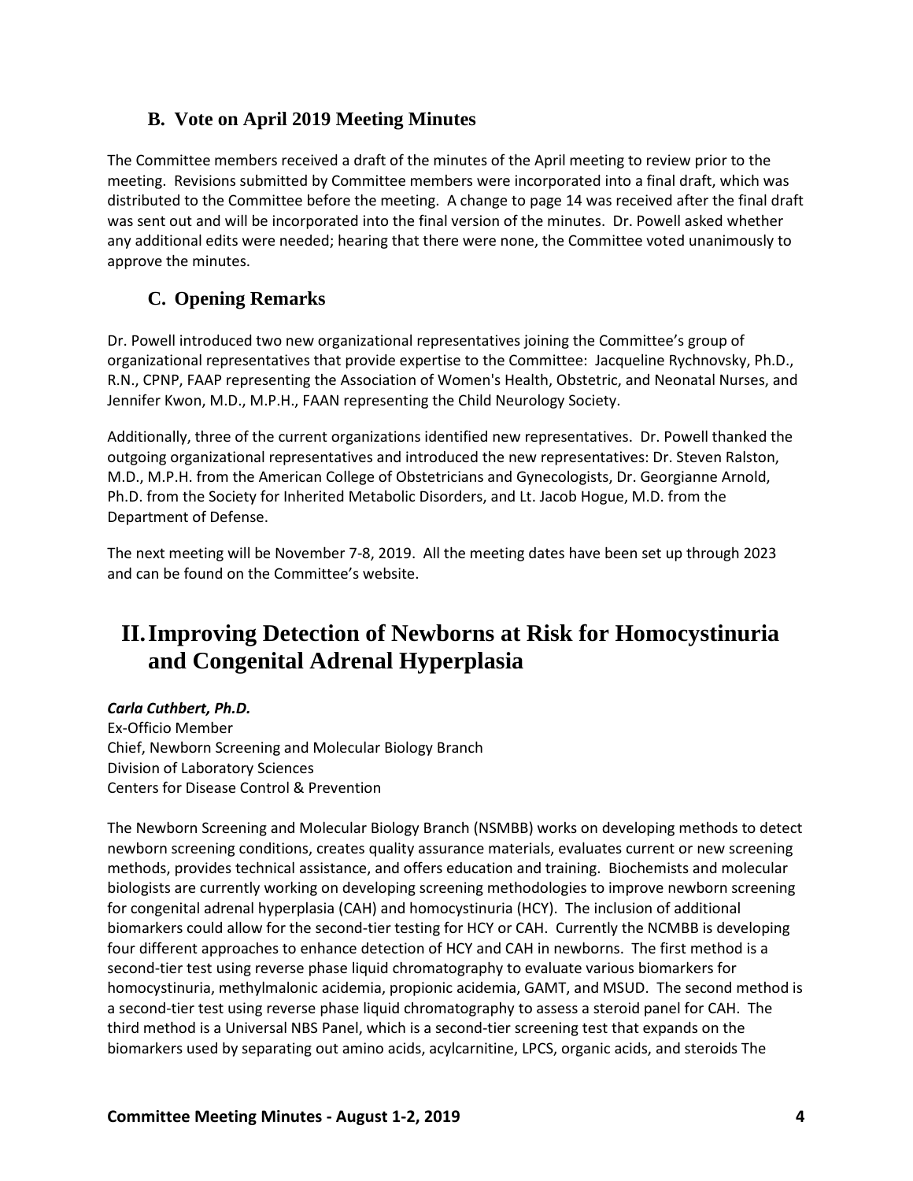### B. Vote on April 2019 Meeting Minutes

The Committee members received a draft of the minutes of the April meeting to review prior to the meeting. Revisions submitted by Committee members were incorporated into a final draft, which was distributed to the Committee before the meeting. A change to page 14 was received after the final draft was sent out and will be incorporated into the final version of the minutes. Dr. Powell asked whether any additional edits were needed; hearing that there were none, the Committee voted unanimously to approve the minutes.

### C. Opening Remarks

Dr. Powell introduced two new organizational representatives joining the Committee's group of organizational representatives that provide expertise to the Committee: Jacqueline Rychnovsky, Ph.D., R.N., CPNP, FAAP representing the Association of Women's Health, Obstetric, and Neonatal Nurses, and Jennifer Kwon, M.D., M.P.H., FAAN representing the Child Neurology Society.

Additionally, three of the current organizations identified new representatives. Dr. Powell thanked the outgoing organizational representatives and introduced the new representatives: Dr. Steven Ralston, M.D., M.P.H. from the American College of Obstetricians and Gynecologists, Dr. Georgianne Arnold, Ph.D. from the Society for Inherited Metabolic Disorders, and Lt. Jacob Hogue, M.D. from the Department of Defense.

The next meeting will be November 7-8, 2019. All the meeting dates have been set up through 2023 and can be found on the Committee's website.

## II. Improving Detection of Newborns at Risk for Homocystinuria and Congenital Adrenal Hyperplasia

***Carla Cuthbert, Ph.D.***
Ex-Officio Member
Chief, Newborn Screening and Molecular Biology Branch
Division of Laboratory Sciences
Centers for Disease Control & Prevention

The Newborn Screening and Molecular Biology Branch (NSMBB) works on developing methods to detect newborn screening conditions, creates quality assurance materials, evaluates current or new screening methods, provides technical assistance, and offers education and training. Biochemists and molecular biologists are currently working on developing screening methodologies to improve newborn screening for congenital adrenal hyperplasia (CAH) and homocystinuria (HCY). The inclusion of additional biomarkers could allow for the second-tier testing for HCY or CAH. Currently the NCMBB is developing four different approaches to enhance detection of HCY and CAH in newborns. The first method is a second-tier test using reverse phase liquid chromatography to evaluate various biomarkers for homocystinuria, methylmalonic acidemia, propionic acidemia, GAMT, and MSUD. The second method is a second-tier test using reverse phase liquid chromatography to assess a steroid panel for CAH. The third method is a Universal NBS Panel, which is a second-tier screening test that expands on the biomarkers used by separating out amino acids, acylcarnitine, LPCS, organic acids, and steroids The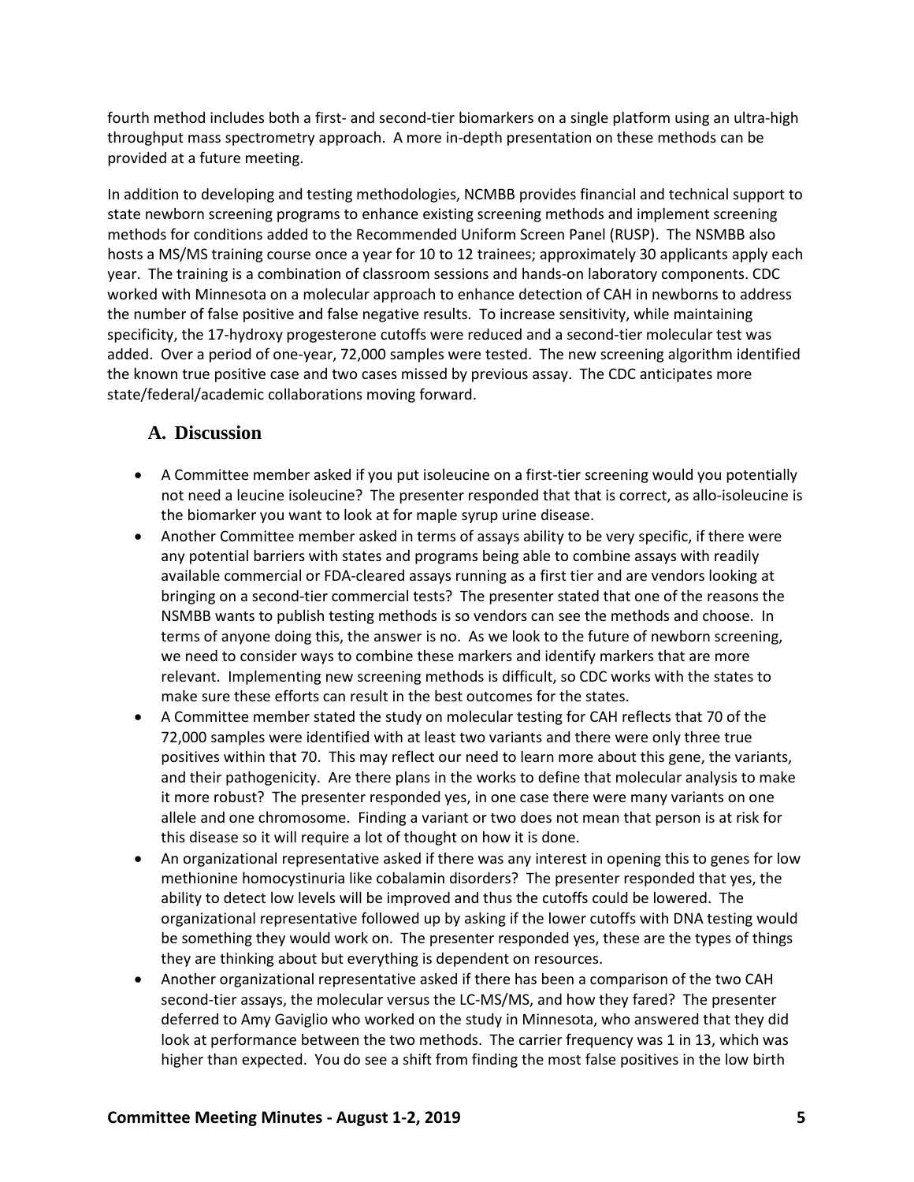fourth method includes both a first- and second-tier biomarkers on a single platform using an ultra-high throughput mass spectrometry approach. A more in-depth presentation on these methods can be provided at a future meeting.

In addition to developing and testing methodologies, NCMBB provides financial and technical support to state newborn screening programs to enhance existing screening methods and implement screening methods for conditions added to the Recommended Uniform Screen Panel (RUSP). The NSMBB also hosts a MS/MS training course once a year for 10 to 12 trainees; approximately 30 applicants apply each year. The training is a combination of classroom sessions and hands-on laboratory components. CDC worked with Minnesota on a molecular approach to enhance detection of CAH in newborns to address the number of false positive and false negative results. To increase sensitivity, while maintaining specificity, the 17-hydroxy progesterone cutoffs were reduced and a second-tier molecular test was added. Over a period of one-year, 72,000 samples were tested. The new screening algorithm identified the known true positive case and two cases missed by previous assay. The CDC anticipates more state/federal/academic collaborations moving forward.

## A. Discussion

- A Committee member asked if you put isoleucine on a first-tier screening would you potentially not need a leucine isoleucine? The presenter responded that that is correct, as allo-isoleucine is the biomarker you want to look at for maple syrup urine disease.
- Another Committee member asked in terms of assays ability to be very specific, if there were any potential barriers with states and programs being able to combine assays with readily available commercial or FDA-cleared assays running as a first tier and are vendors looking at bringing on a second-tier commercial tests? The presenter stated that one of the reasons the NSMBB wants to publish testing methods is so vendors can see the methods and choose. In terms of anyone doing this, the answer is no. As we look to the future of newborn screening, we need to consider ways to combine these markers and identify markers that are more relevant. Implementing new screening methods is difficult, so CDC works with the states to make sure these efforts can result in the best outcomes for the states.
- A Committee member stated the study on molecular testing for CAH reflects that 70 of the 72,000 samples were identified with at least two variants and there were only three true positives within that 70. This may reflect our need to learn more about this gene, the variants, and their pathogenicity. Are there plans in the works to define that molecular analysis to make it more robust? The presenter responded yes, in one case there were many variants on one allele and one chromosome. Finding a variant or two does not mean that person is at risk for this disease so it will require a lot of thought on how it is done.
- An organizational representative asked if there was any interest in opening this to genes for low methionine homocystinuria like cobalamin disorders? The presenter responded that yes, the ability to detect low levels will be improved and thus the cutoffs could be lowered. The organizational representative followed up by asking if the lower cutoffs with DNA testing would be something they would work on. The presenter responded yes, these are the types of things they are thinking about but everything is dependent on resources.
- Another organizational representative asked if there has been a comparison of the two CAH second-tier assays, the molecular versus the LC-MS/MS, and how they fared? The presenter deferred to Amy Gaviglio who worked on the study in Minnesota, who answered that they did look at performance between the two methods. The carrier frequency was 1 in 13, which was higher than expected. You do see a shift from finding the most false positives in the low birth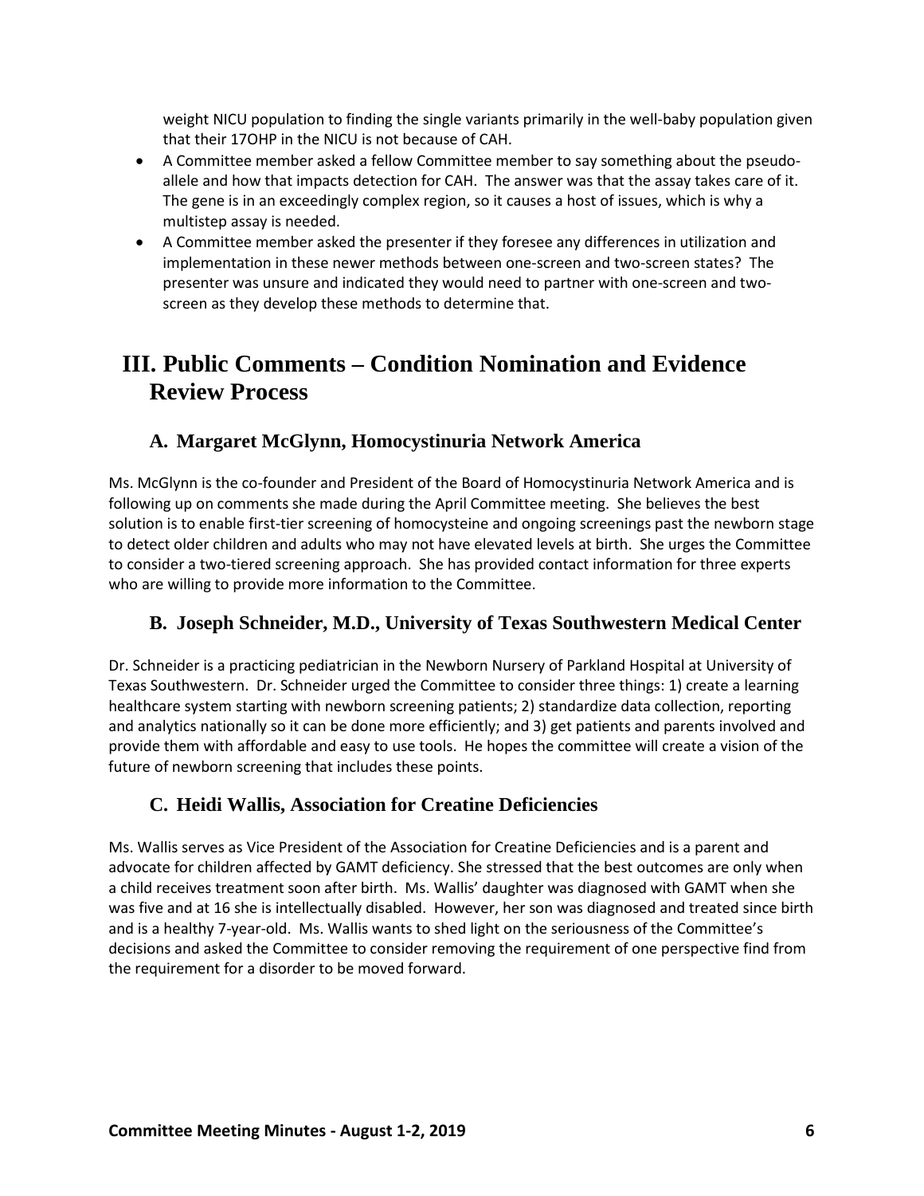weight NICU population to finding the single variants primarily in the well-baby population given that their 17OHP in the NICU is not because of CAH.

- A Committee member asked a fellow Committee member to say something about the pseudo-allele and how that impacts detection for CAH. The answer was that the assay takes care of it. The gene is in an exceedingly complex region, so it causes a host of issues, which is why a multistep assay is needed.
- A Committee member asked the presenter if they foresee any differences in utilization and implementation in these newer methods between one-screen and two-screen states? The presenter was unsure and indicated they would need to partner with one-screen and two-screen as they develop these methods to determine that.

# III. Public Comments – Condition Nomination and Evidence Review Process

## A. Margaret McGlynn, Homocystinuria Network America

Ms. McGlynn is the co-founder and President of the Board of Homocystinuria Network America and is following up on comments she made during the April Committee meeting. She believes the best solution is to enable first-tier screening of homocysteine and ongoing screenings past the newborn stage to detect older children and adults who may not have elevated levels at birth. She urges the Committee to consider a two-tiered screening approach. She has provided contact information for three experts who are willing to provide more information to the Committee.

## B. Joseph Schneider, M.D., University of Texas Southwestern Medical Center

Dr. Schneider is a practicing pediatrician in the Newborn Nursery of Parkland Hospital at University of Texas Southwestern. Dr. Schneider urged the Committee to consider three things: 1) create a learning healthcare system starting with newborn screening patients; 2) standardize data collection, reporting and analytics nationally so it can be done more efficiently; and 3) get patients and parents involved and provide them with affordable and easy to use tools. He hopes the committee will create a vision of the future of newborn screening that includes these points.

## C. Heidi Wallis, Association for Creatine Deficiencies

Ms. Wallis serves as Vice President of the Association for Creatine Deficiencies and is a parent and advocate for children affected by GAMT deficiency. She stressed that the best outcomes are only when a child receives treatment soon after birth. Ms. Wallis' daughter was diagnosed with GAMT when she was five and at 16 she is intellectually disabled. However, her son was diagnosed and treated since birth and is a healthy 7-year-old. Ms. Wallis wants to shed light on the seriousness of the Committee's decisions and asked the Committee to consider removing the requirement of one perspective find from the requirement for a disorder to be moved forward.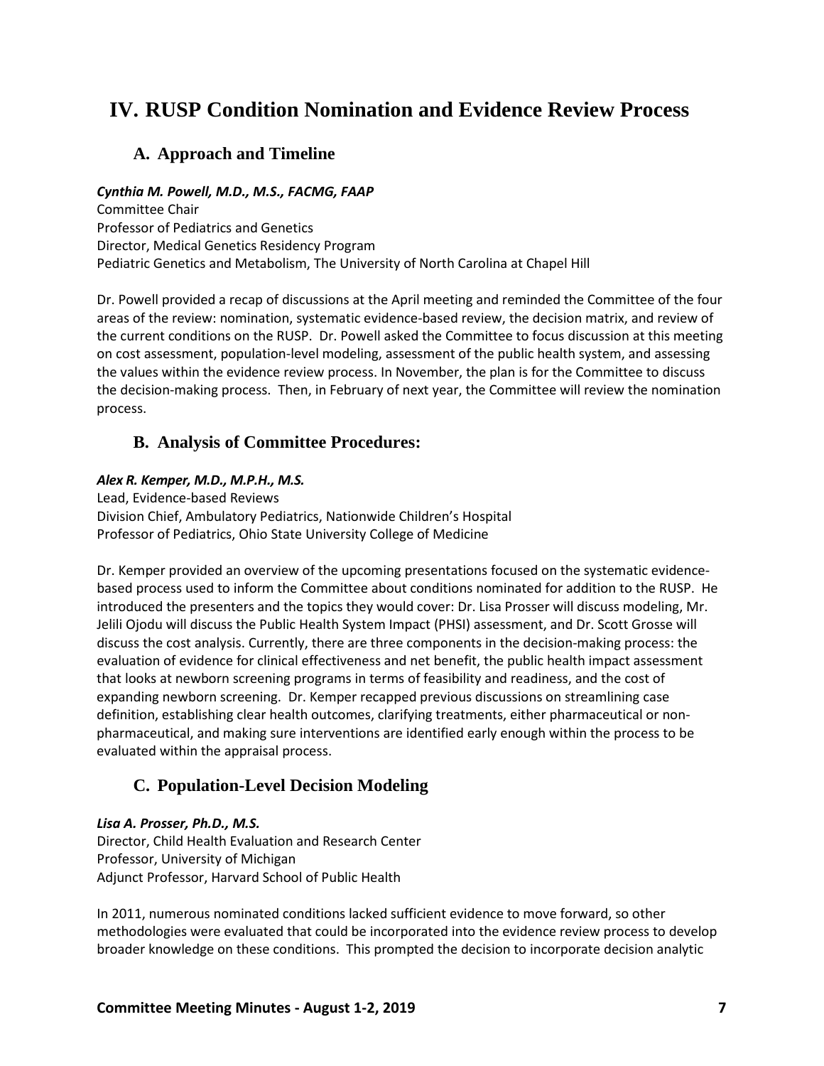# IV. RUSP Condition Nomination and Evidence Review Process

## A. Approach and Timeline

***Cynthia M. Powell, M.D., M.S., FACMG, FAAP***
Committee Chair
Professor of Pediatrics and Genetics
Director, Medical Genetics Residency Program
Pediatric Genetics and Metabolism, The University of North Carolina at Chapel Hill

Dr. Powell provided a recap of discussions at the April meeting and reminded the Committee of the four areas of the review: nomination, systematic evidence-based review, the decision matrix, and review of the current conditions on the RUSP. Dr. Powell asked the Committee to focus discussion at this meeting on cost assessment, population-level modeling, assessment of the public health system, and assessing the values within the evidence review process. In November, the plan is for the Committee to discuss the decision-making process. Then, in February of next year, the Committee will review the nomination process.

## B. Analysis of Committee Procedures:

***Alex R. Kemper, M.D., M.P.H., M.S.***
Lead, Evidence-based Reviews
Division Chief, Ambulatory Pediatrics, Nationwide Children's Hospital
Professor of Pediatrics, Ohio State University College of Medicine

Dr. Kemper provided an overview of the upcoming presentations focused on the systematic evidence-based process used to inform the Committee about conditions nominated for addition to the RUSP. He introduced the presenters and the topics they would cover: Dr. Lisa Prosser will discuss modeling, Mr. Jelili Ojodu will discuss the Public Health System Impact (PHSI) assessment, and Dr. Scott Grosse will discuss the cost analysis. Currently, there are three components in the decision-making process: the evaluation of evidence for clinical effectiveness and net benefit, the public health impact assessment that looks at newborn screening programs in terms of feasibility and readiness, and the cost of expanding newborn screening. Dr. Kemper recapped previous discussions on streamlining case definition, establishing clear health outcomes, clarifying treatments, either pharmaceutical or non-pharmaceutical, and making sure interventions are identified early enough within the process to be evaluated within the appraisal process.

## C. Population-Level Decision Modeling

***Lisa A. Prosser, Ph.D., M.S.***
Director, Child Health Evaluation and Research Center
Professor, University of Michigan
Adjunct Professor, Harvard School of Public Health

In 2011, numerous nominated conditions lacked sufficient evidence to move forward, so other methodologies were evaluated that could be incorporated into the evidence review process to develop broader knowledge on these conditions. This prompted the decision to incorporate decision analytic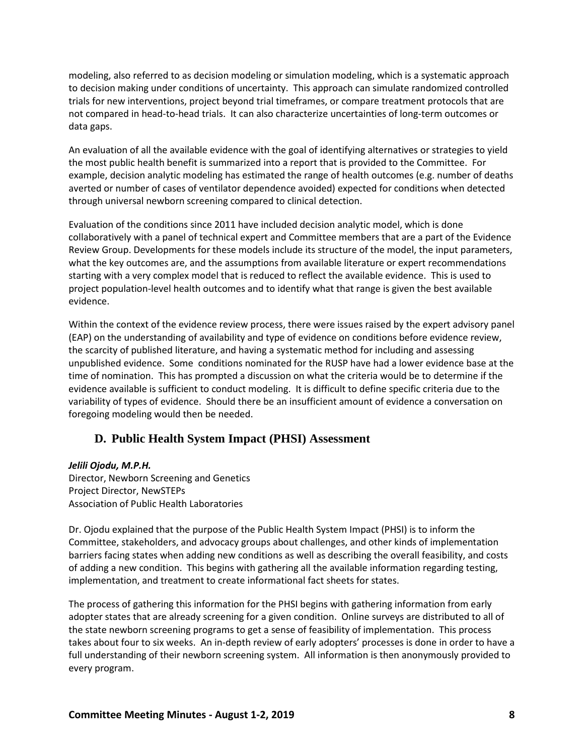modeling, also referred to as decision modeling or simulation modeling, which is a systematic approach to decision making under conditions of uncertainty. This approach can simulate randomized controlled trials for new interventions, project beyond trial timeframes, or compare treatment protocols that are not compared in head-to-head trials. It can also characterize uncertainties of long-term outcomes or data gaps.

An evaluation of all the available evidence with the goal of identifying alternatives or strategies to yield the most public health benefit is summarized into a report that is provided to the Committee. For example, decision analytic modeling has estimated the range of health outcomes (e.g. number of deaths averted or number of cases of ventilator dependence avoided) expected for conditions when detected through universal newborn screening compared to clinical detection.

Evaluation of the conditions since 2011 have included decision analytic model, which is done collaboratively with a panel of technical expert and Committee members that are a part of the Evidence Review Group. Developments for these models include its structure of the model, the input parameters, what the key outcomes are, and the assumptions from available literature or expert recommendations starting with a very complex model that is reduced to reflect the available evidence. This is used to project population-level health outcomes and to identify what that range is given the best available evidence.

Within the context of the evidence review process, there were issues raised by the expert advisory panel (EAP) on the understanding of availability and type of evidence on conditions before evidence review, the scarcity of published literature, and having a systematic method for including and assessing unpublished evidence. Some conditions nominated for the RUSP have had a lower evidence base at the time of nomination. This has prompted a discussion on what the criteria would be to determine if the evidence available is sufficient to conduct modeling. It is difficult to define specific criteria due to the variability of types of evidence. Should there be an insufficient amount of evidence a conversation on foregoing modeling would then be needed.

## D. Public Health System Impact (PHSI) Assessment

***Jelili Ojodu, M.P.H.***
Director, Newborn Screening and Genetics
Project Director, NewSTEPs
Association of Public Health Laboratories

Dr. Ojodu explained that the purpose of the Public Health System Impact (PHSI) is to inform the Committee, stakeholders, and advocacy groups about challenges, and other kinds of implementation barriers facing states when adding new conditions as well as describing the overall feasibility, and costs of adding a new condition. This begins with gathering all the available information regarding testing, implementation, and treatment to create informational fact sheets for states.

The process of gathering this information for the PHSI begins with gathering information from early adopter states that are already screening for a given condition. Online surveys are distributed to all of the state newborn screening programs to get a sense of feasibility of implementation. This process takes about four to six weeks. An in-depth review of early adopters' processes is done in order to have a full understanding of their newborn screening system. All information is then anonymously provided to every program.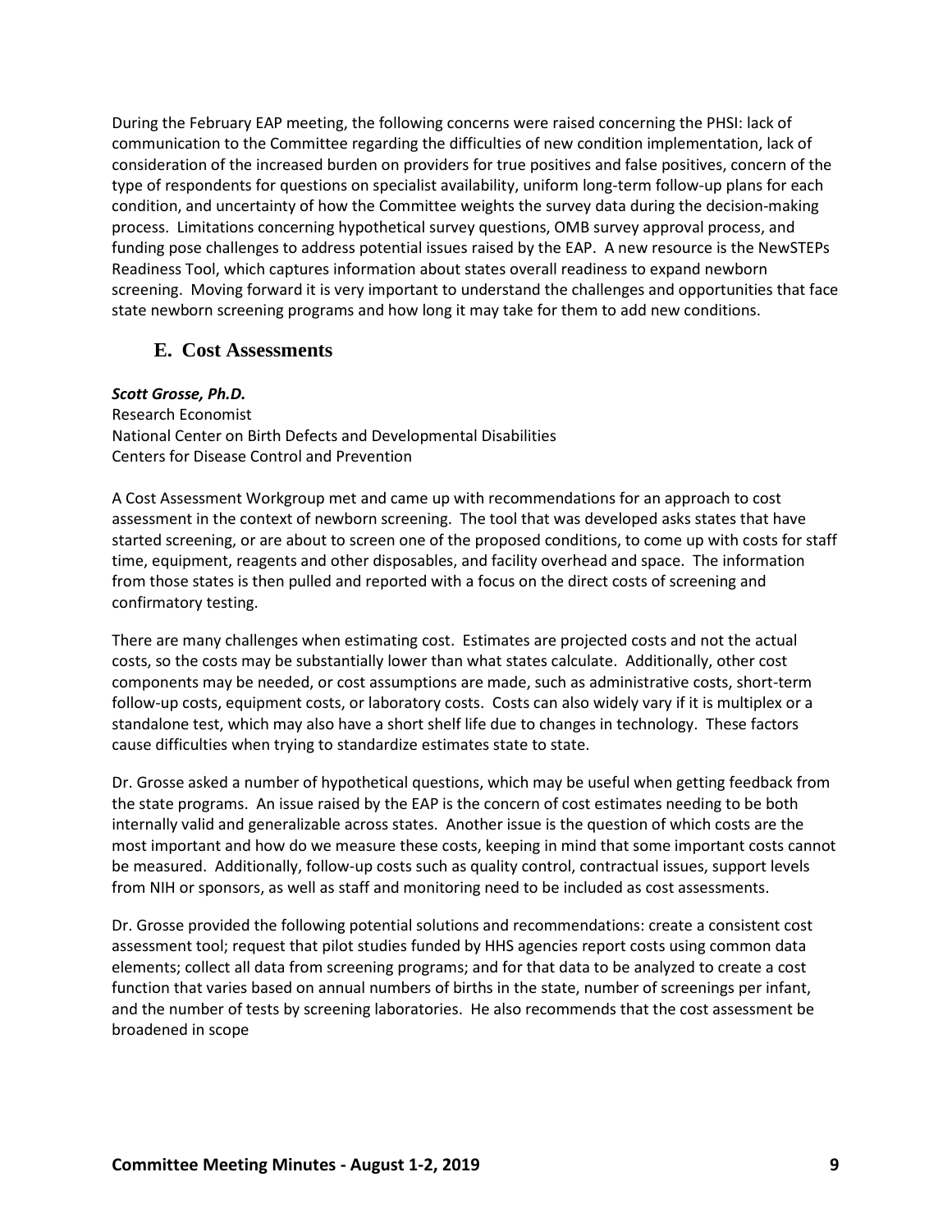During the February EAP meeting, the following concerns were raised concerning the PHSI: lack of communication to the Committee regarding the difficulties of new condition implementation, lack of consideration of the increased burden on providers for true positives and false positives, concern of the type of respondents for questions on specialist availability, uniform long-term follow-up plans for each condition, and uncertainty of how the Committee weights the survey data during the decision-making process. Limitations concerning hypothetical survey questions, OMB survey approval process, and funding pose challenges to address potential issues raised by the EAP. A new resource is the NewSTEPs Readiness Tool, which captures information about states overall readiness to expand newborn screening. Moving forward it is very important to understand the challenges and opportunities that face state newborn screening programs and how long it may take for them to add new conditions.

### E. Cost Assessments

***Scott Grosse, Ph.D.***
Research Economist
National Center on Birth Defects and Developmental Disabilities
Centers for Disease Control and Prevention

A Cost Assessment Workgroup met and came up with recommendations for an approach to cost assessment in the context of newborn screening. The tool that was developed asks states that have started screening, or are about to screen one of the proposed conditions, to come up with costs for staff time, equipment, reagents and other disposables, and facility overhead and space. The information from those states is then pulled and reported with a focus on the direct costs of screening and confirmatory testing.

There are many challenges when estimating cost. Estimates are projected costs and not the actual costs, so the costs may be substantially lower than what states calculate. Additionally, other cost components may be needed, or cost assumptions are made, such as administrative costs, short-term follow-up costs, equipment costs, or laboratory costs. Costs can also widely vary if it is multiplex or a standalone test, which may also have a short shelf life due to changes in technology. These factors cause difficulties when trying to standardize estimates state to state.

Dr. Grosse asked a number of hypothetical questions, which may be useful when getting feedback from the state programs. An issue raised by the EAP is the concern of cost estimates needing to be both internally valid and generalizable across states. Another issue is the question of which costs are the most important and how do we measure these costs, keeping in mind that some important costs cannot be measured. Additionally, follow-up costs such as quality control, contractual issues, support levels from NIH or sponsors, as well as staff and monitoring need to be included as cost assessments.

Dr. Grosse provided the following potential solutions and recommendations: create a consistent cost assessment tool; request that pilot studies funded by HHS agencies report costs using common data elements; collect all data from screening programs; and for that data to be analyzed to create a cost function that varies based on annual numbers of births in the state, number of screenings per infant, and the number of tests by screening laboratories. He also recommends that the cost assessment be broadened in scope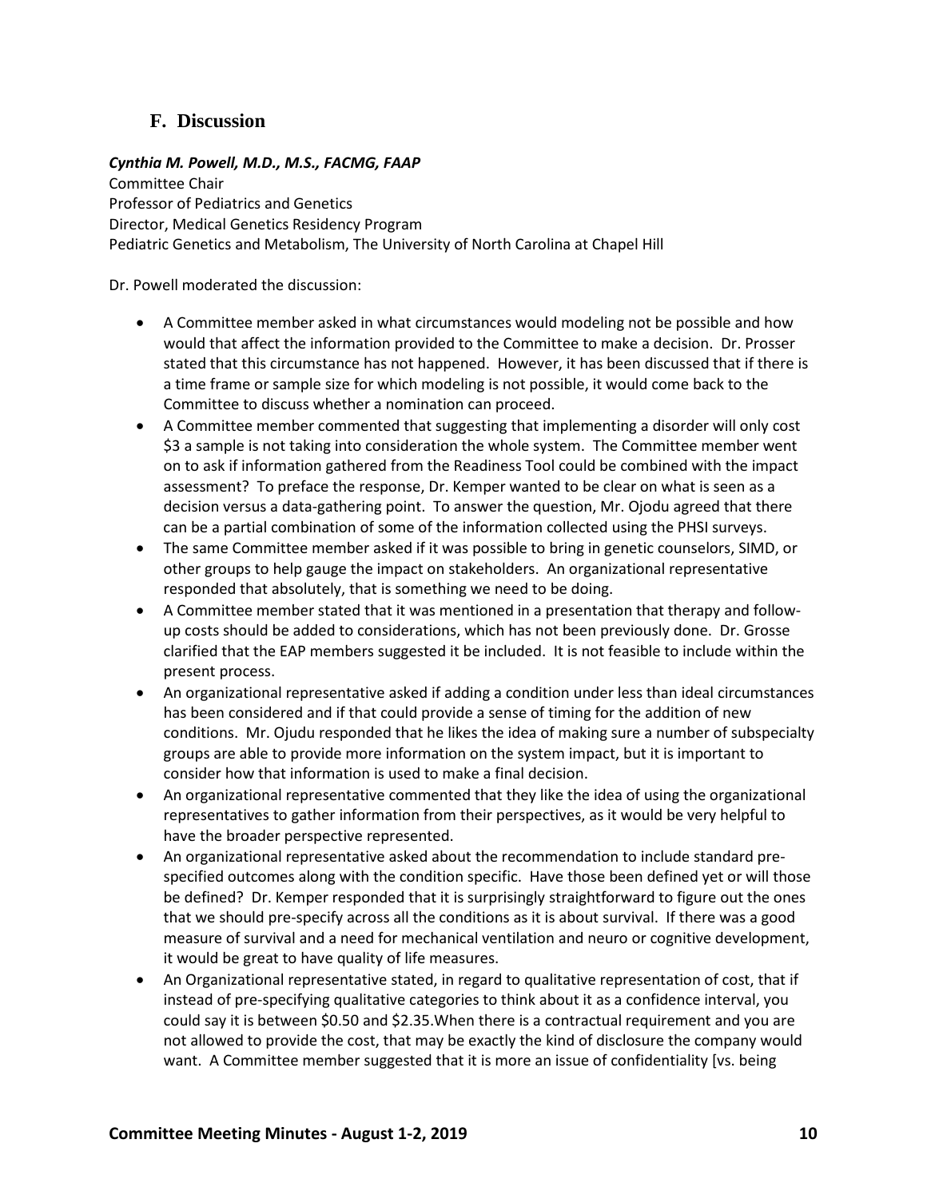## F. Discussion

***Cynthia M. Powell, M.D., M.S., FACMG, FAAP***
Committee Chair
Professor of Pediatrics and Genetics
Director, Medical Genetics Residency Program
Pediatric Genetics and Metabolism, The University of North Carolina at Chapel Hill

Dr. Powell moderated the discussion:

- A Committee member asked in what circumstances would modeling not be possible and how would that affect the information provided to the Committee to make a decision. Dr. Prosser stated that this circumstance has not happened. However, it has been discussed that if there is a time frame or sample size for which modeling is not possible, it would come back to the Committee to discuss whether a nomination can proceed.
- A Committee member commented that suggesting that implementing a disorder will only cost $3 a sample is not taking into consideration the whole system. The Committee member went on to ask if information gathered from the Readiness Tool could be combined with the impact assessment? To preface the response, Dr. Kemper wanted to be clear on what is seen as a decision versus a data-gathering point. To answer the question, Mr. Ojodu agreed that there can be a partial combination of some of the information collected using the PHSI surveys.
- The same Committee member asked if it was possible to bring in genetic counselors, SIMD, or other groups to help gauge the impact on stakeholders. An organizational representative responded that absolutely, that is something we need to be doing.
- A Committee member stated that it was mentioned in a presentation that therapy and follow-up costs should be added to considerations, which has not been previously done. Dr. Grosse clarified that the EAP members suggested it be included. It is not feasible to include within the present process.
- An organizational representative asked if adding a condition under less than ideal circumstances has been considered and if that could provide a sense of timing for the addition of new conditions. Mr. Ojudu responded that he likes the idea of making sure a number of subspecialty groups are able to provide more information on the system impact, but it is important to consider how that information is used to make a final decision.
- An organizational representative commented that they like the idea of using the organizational representatives to gather information from their perspectives, as it would be very helpful to have the broader perspective represented.
- An organizational representative asked about the recommendation to include standard pre-specified outcomes along with the condition specific. Have those been defined yet or will those be defined? Dr. Kemper responded that it is surprisingly straightforward to figure out the ones that we should pre-specify across all the conditions as it is about survival. If there was a good measure of survival and a need for mechanical ventilation and neuro or cognitive development, it would be great to have quality of life measures.
- An Organizational representative stated, in regard to qualitative representation of cost, that if instead of pre-specifying qualitative categories to think about it as a confidence interval, you could say it is between $0.50 and $2.35.When there is a contractual requirement and you are not allowed to provide the cost, that may be exactly the kind of disclosure the company would want. A Committee member suggested that it is more an issue of confidentiality [vs. being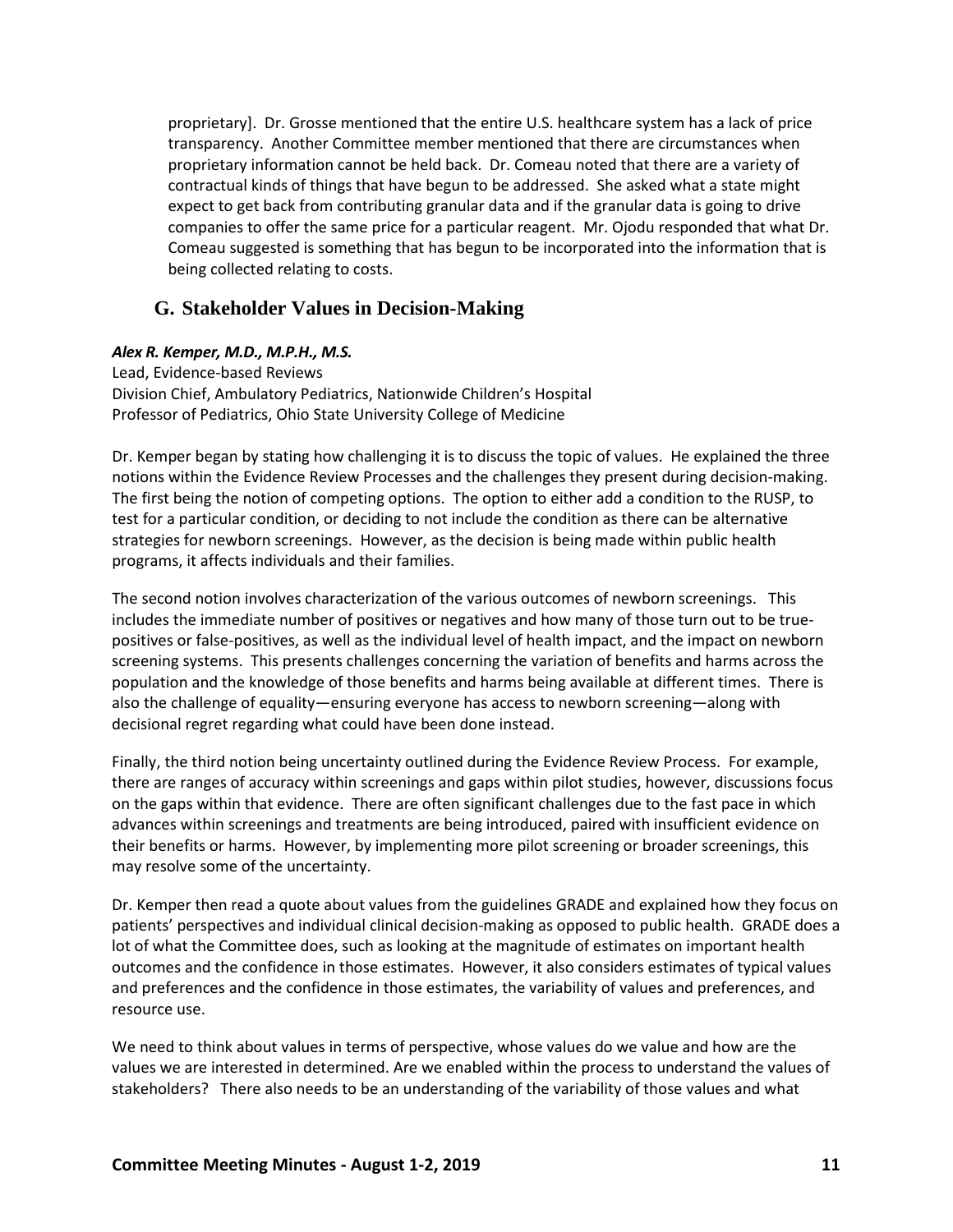proprietary]. Dr. Grosse mentioned that the entire U.S. healthcare system has a lack of price transparency. Another Committee member mentioned that there are circumstances when proprietary information cannot be held back. Dr. Comeau noted that there are a variety of contractual kinds of things that have begun to be addressed. She asked what a state might expect to get back from contributing granular data and if the granular data is going to drive companies to offer the same price for a particular reagent. Mr. Ojodu responded that what Dr. Comeau suggested is something that has begun to be incorporated into the information that is being collected relating to costs.

## G. Stakeholder Values in Decision-Making

***Alex R. Kemper, M.D., M.P.H., M.S.***
Lead, Evidence-based Reviews
Division Chief, Ambulatory Pediatrics, Nationwide Children's Hospital
Professor of Pediatrics, Ohio State University College of Medicine

Dr. Kemper began by stating how challenging it is to discuss the topic of values. He explained the three notions within the Evidence Review Processes and the challenges they present during decision-making. The first being the notion of competing options. The option to either add a condition to the RUSP, to test for a particular condition, or deciding to not include the condition as there can be alternative strategies for newborn screenings. However, as the decision is being made within public health programs, it affects individuals and their families.

The second notion involves characterization of the various outcomes of newborn screenings. This includes the immediate number of positives or negatives and how many of those turn out to be true-positives or false-positives, as well as the individual level of health impact, and the impact on newborn screening systems. This presents challenges concerning the variation of benefits and harms across the population and the knowledge of those benefits and harms being available at different times. There is also the challenge of equality—ensuring everyone has access to newborn screening—along with decisional regret regarding what could have been done instead.

Finally, the third notion being uncertainty outlined during the Evidence Review Process. For example, there are ranges of accuracy within screenings and gaps within pilot studies, however, discussions focus on the gaps within that evidence. There are often significant challenges due to the fast pace in which advances within screenings and treatments are being introduced, paired with insufficient evidence on their benefits or harms. However, by implementing more pilot screening or broader screenings, this may resolve some of the uncertainty.

Dr. Kemper then read a quote about values from the guidelines GRADE and explained how they focus on patients' perspectives and individual clinical decision-making as opposed to public health. GRADE does a lot of what the Committee does, such as looking at the magnitude of estimates on important health outcomes and the confidence in those estimates. However, it also considers estimates of typical values and preferences and the confidence in those estimates, the variability of values and preferences, and resource use.

We need to think about values in terms of perspective, whose values do we value and how are the values we are interested in determined. Are we enabled within the process to understand the values of stakeholders? There also needs to be an understanding of the variability of those values and what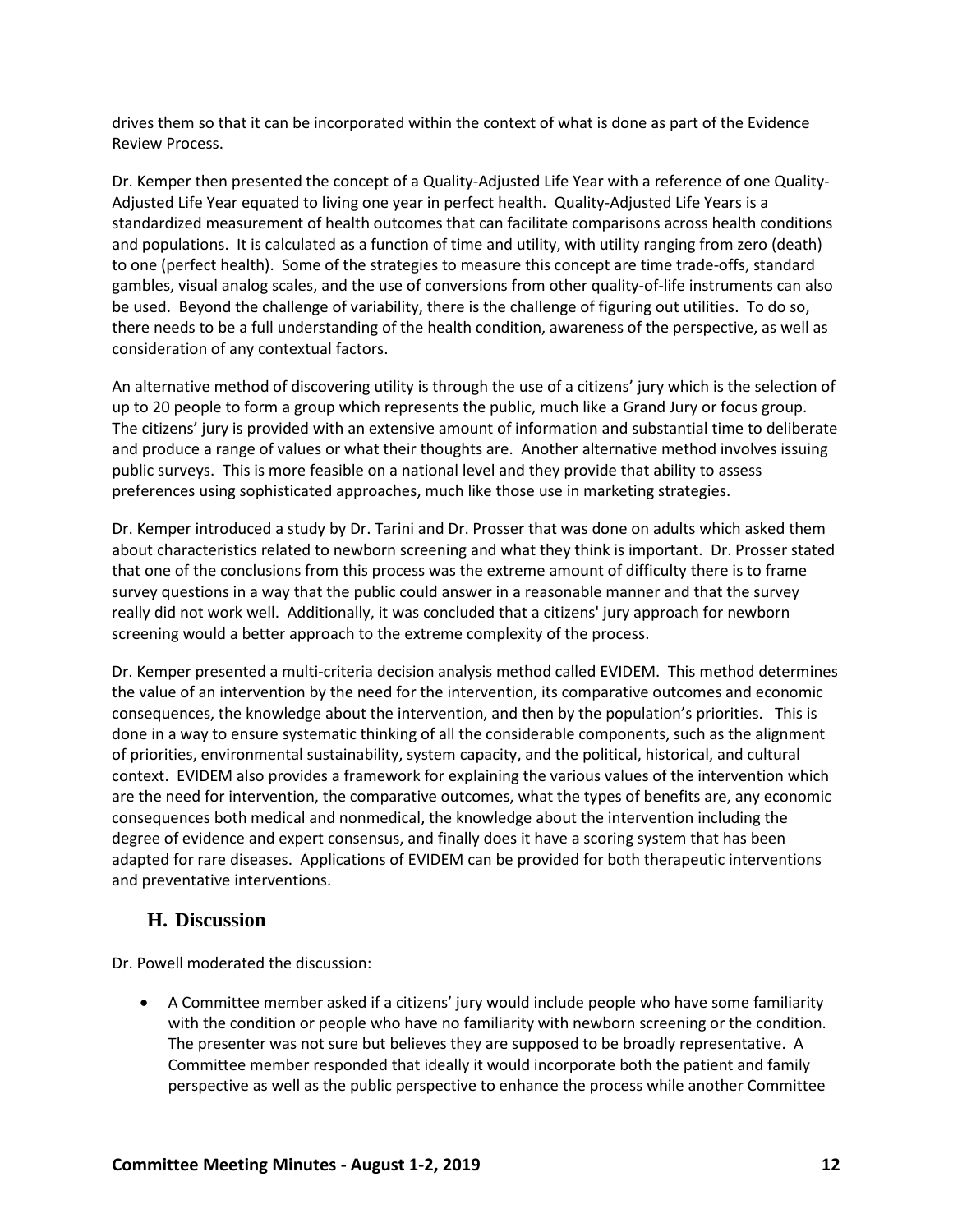drives them so that it can be incorporated within the context of what is done as part of the Evidence Review Process.

Dr. Kemper then presented the concept of a Quality-Adjusted Life Year with a reference of one Quality-Adjusted Life Year equated to living one year in perfect health. Quality-Adjusted Life Years is a standardized measurement of health outcomes that can facilitate comparisons across health conditions and populations. It is calculated as a function of time and utility, with utility ranging from zero (death) to one (perfect health). Some of the strategies to measure this concept are time trade-offs, standard gambles, visual analog scales, and the use of conversions from other quality-of-life instruments can also be used. Beyond the challenge of variability, there is the challenge of figuring out utilities. To do so, there needs to be a full understanding of the health condition, awareness of the perspective, as well as consideration of any contextual factors.

An alternative method of discovering utility is through the use of a citizens' jury which is the selection of up to 20 people to form a group which represents the public, much like a Grand Jury or focus group. The citizens' jury is provided with an extensive amount of information and substantial time to deliberate and produce a range of values or what their thoughts are. Another alternative method involves issuing public surveys. This is more feasible on a national level and they provide that ability to assess preferences using sophisticated approaches, much like those use in marketing strategies.

Dr. Kemper introduced a study by Dr. Tarini and Dr. Prosser that was done on adults which asked them about characteristics related to newborn screening and what they think is important. Dr. Prosser stated that one of the conclusions from this process was the extreme amount of difficulty there is to frame survey questions in a way that the public could answer in a reasonable manner and that the survey really did not work well. Additionally, it was concluded that a citizens' jury approach for newborn screening would a better approach to the extreme complexity of the process.

Dr. Kemper presented a multi-criteria decision analysis method called EVIDEM. This method determines the value of an intervention by the need for the intervention, its comparative outcomes and economic consequences, the knowledge about the intervention, and then by the population's priorities. This is done in a way to ensure systematic thinking of all the considerable components, such as the alignment of priorities, environmental sustainability, system capacity, and the political, historical, and cultural context. EVIDEM also provides a framework for explaining the various values of the intervention which are the need for intervention, the comparative outcomes, what the types of benefits are, any economic consequences both medical and nonmedical, the knowledge about the intervention including the degree of evidence and expert consensus, and finally does it have a scoring system that has been adapted for rare diseases. Applications of EVIDEM can be provided for both therapeutic interventions and preventative interventions.

## H. Discussion

Dr. Powell moderated the discussion:

- A Committee member asked if a citizens' jury would include people who have some familiarity with the condition or people who have no familiarity with newborn screening or the condition. The presenter was not sure but believes they are supposed to be broadly representative. A Committee member responded that ideally it would incorporate both the patient and family perspective as well as the public perspective to enhance the process while another Committee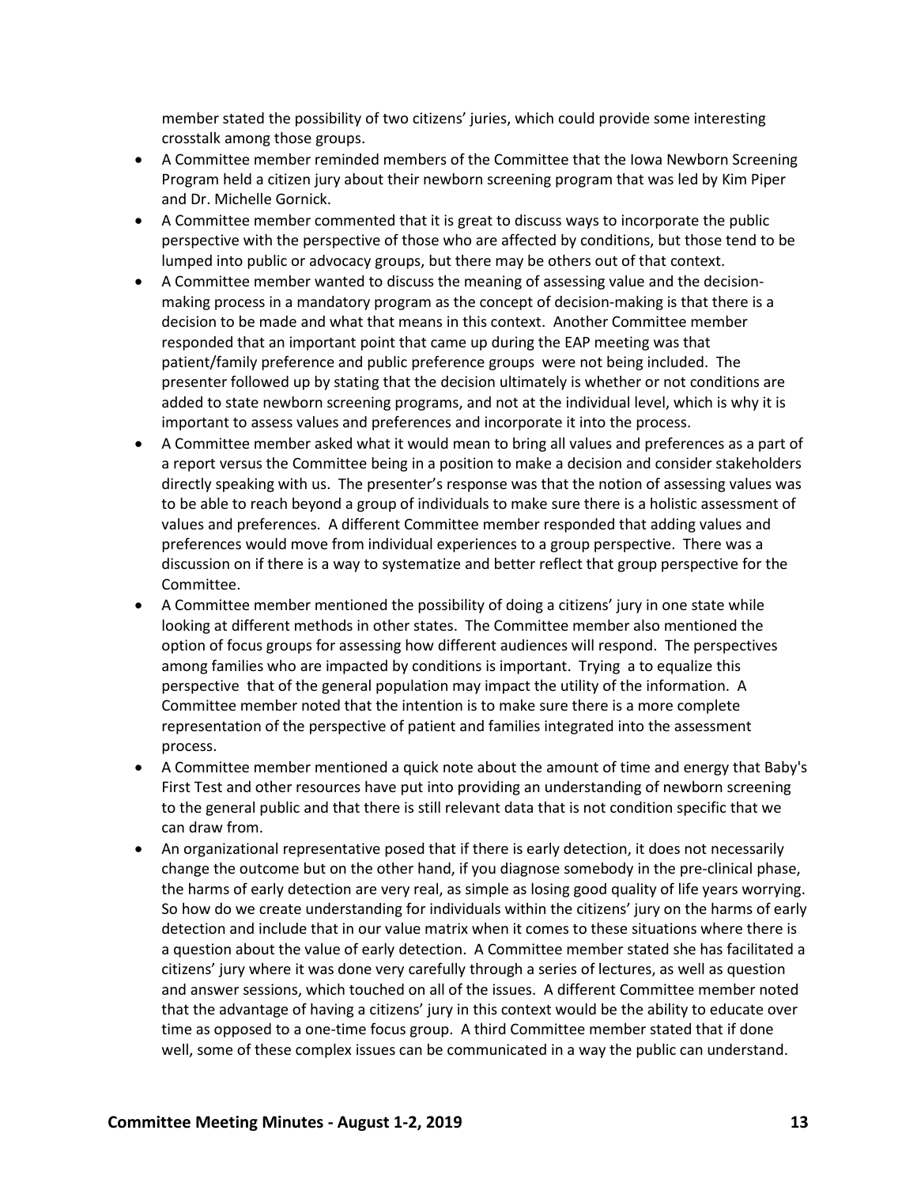member stated the possibility of two citizens' juries, which could provide some interesting crosstalk among those groups.

- A Committee member reminded members of the Committee that the Iowa Newborn Screening Program held a citizen jury about their newborn screening program that was led by Kim Piper and Dr. Michelle Gornick.
- A Committee member commented that it is great to discuss ways to incorporate the public perspective with the perspective of those who are affected by conditions, but those tend to be lumped into public or advocacy groups, but there may be others out of that context.
- A Committee member wanted to discuss the meaning of assessing value and the decision-making process in a mandatory program as the concept of decision-making is that there is a decision to be made and what that means in this context. Another Committee member responded that an important point that came up during the EAP meeting was that patient/family preference and public preference groups were not being included. The presenter followed up by stating that the decision ultimately is whether or not conditions are added to state newborn screening programs, and not at the individual level, which is why it is important to assess values and preferences and incorporate it into the process.
- A Committee member asked what it would mean to bring all values and preferences as a part of a report versus the Committee being in a position to make a decision and consider stakeholders directly speaking with us. The presenter's response was that the notion of assessing values was to be able to reach beyond a group of individuals to make sure there is a holistic assessment of values and preferences. A different Committee member responded that adding values and preferences would move from individual experiences to a group perspective. There was a discussion on if there is a way to systematize and better reflect that group perspective for the Committee.
- A Committee member mentioned the possibility of doing a citizens' jury in one state while looking at different methods in other states. The Committee member also mentioned the option of focus groups for assessing how different audiences will respond. The perspectives among families who are impacted by conditions is important. Trying a to equalize this perspective that of the general population may impact the utility of the information. A Committee member noted that the intention is to make sure there is a more complete representation of the perspective of patient and families integrated into the assessment process.
- A Committee member mentioned a quick note about the amount of time and energy that Baby's First Test and other resources have put into providing an understanding of newborn screening to the general public and that there is still relevant data that is not condition specific that we can draw from.
- An organizational representative posed that if there is early detection, it does not necessarily change the outcome but on the other hand, if you diagnose somebody in the pre-clinical phase, the harms of early detection are very real, as simple as losing good quality of life years worrying. So how do we create understanding for individuals within the citizens' jury on the harms of early detection and include that in our value matrix when it comes to these situations where there is a question about the value of early detection. A Committee member stated she has facilitated a citizens' jury where it was done very carefully through a series of lectures, as well as question and answer sessions, which touched on all of the issues. A different Committee member noted that the advantage of having a citizens' jury in this context would be the ability to educate over time as opposed to a one-time focus group. A third Committee member stated that if done well, some of these complex issues can be communicated in a way the public can understand.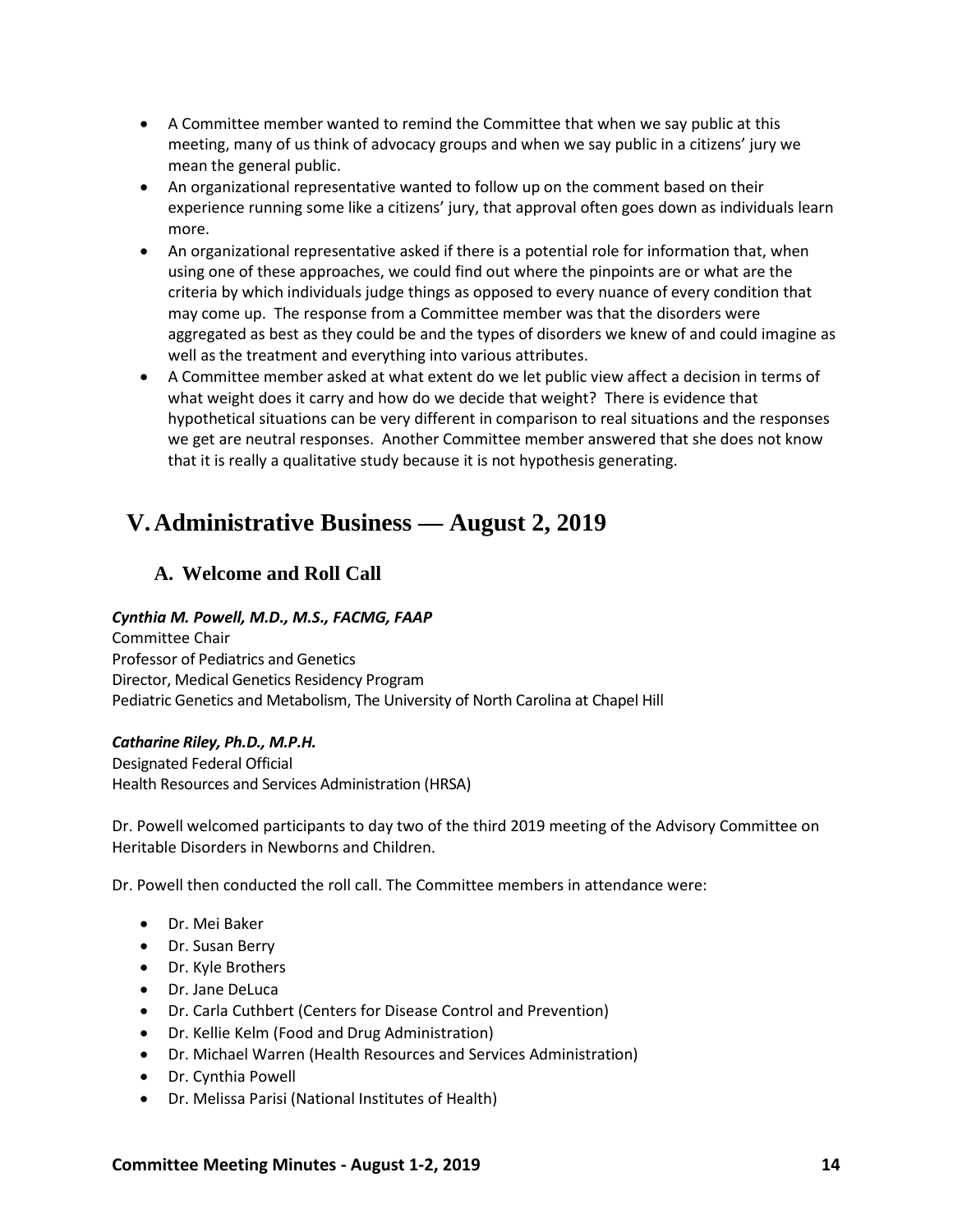- A Committee member wanted to remind the Committee that when we say public at this meeting, many of us think of advocacy groups and when we say public in a citizens' jury we mean the general public.
- An organizational representative wanted to follow up on the comment based on their experience running some like a citizens' jury, that approval often goes down as individuals learn more.
- An organizational representative asked if there is a potential role for information that, when using one of these approaches, we could find out where the pinpoints are or what are the criteria by which individuals judge things as opposed to every nuance of every condition that may come up. The response from a Committee member was that the disorders were aggregated as best as they could be and the types of disorders we knew of and could imagine as well as the treatment and everything into various attributes.
- A Committee member asked at what extent do we let public view affect a decision in terms of what weight does it carry and how do we decide that weight? There is evidence that hypothetical situations can be very different in comparison to real situations and the responses we get are neutral responses. Another Committee member answered that she does not know that it is really a qualitative study because it is not hypothesis generating.

# V. Administrative Business — August 2, 2019

## A. Welcome and Roll Call

***Cynthia M. Powell, M.D., M.S., FACMG, FAAP***
Committee Chair
Professor of Pediatrics and Genetics
Director, Medical Genetics Residency Program
Pediatric Genetics and Metabolism, The University of North Carolina at Chapel Hill

***Catharine Riley, Ph.D., M.P.H.***
Designated Federal Official
Health Resources and Services Administration (HRSA)

Dr. Powell welcomed participants to day two of the third 2019 meeting of the Advisory Committee on Heritable Disorders in Newborns and Children.

Dr. Powell then conducted the roll call. The Committee members in attendance were:

- Dr. Mei Baker
- Dr. Susan Berry
- Dr. Kyle Brothers
- Dr. Jane DeLuca
- Dr. Carla Cuthbert (Centers for Disease Control and Prevention)
- Dr. Kellie Kelm (Food and Drug Administration)
- Dr. Michael Warren (Health Resources and Services Administration)
- Dr. Cynthia Powell
- Dr. Melissa Parisi (National Institutes of Health)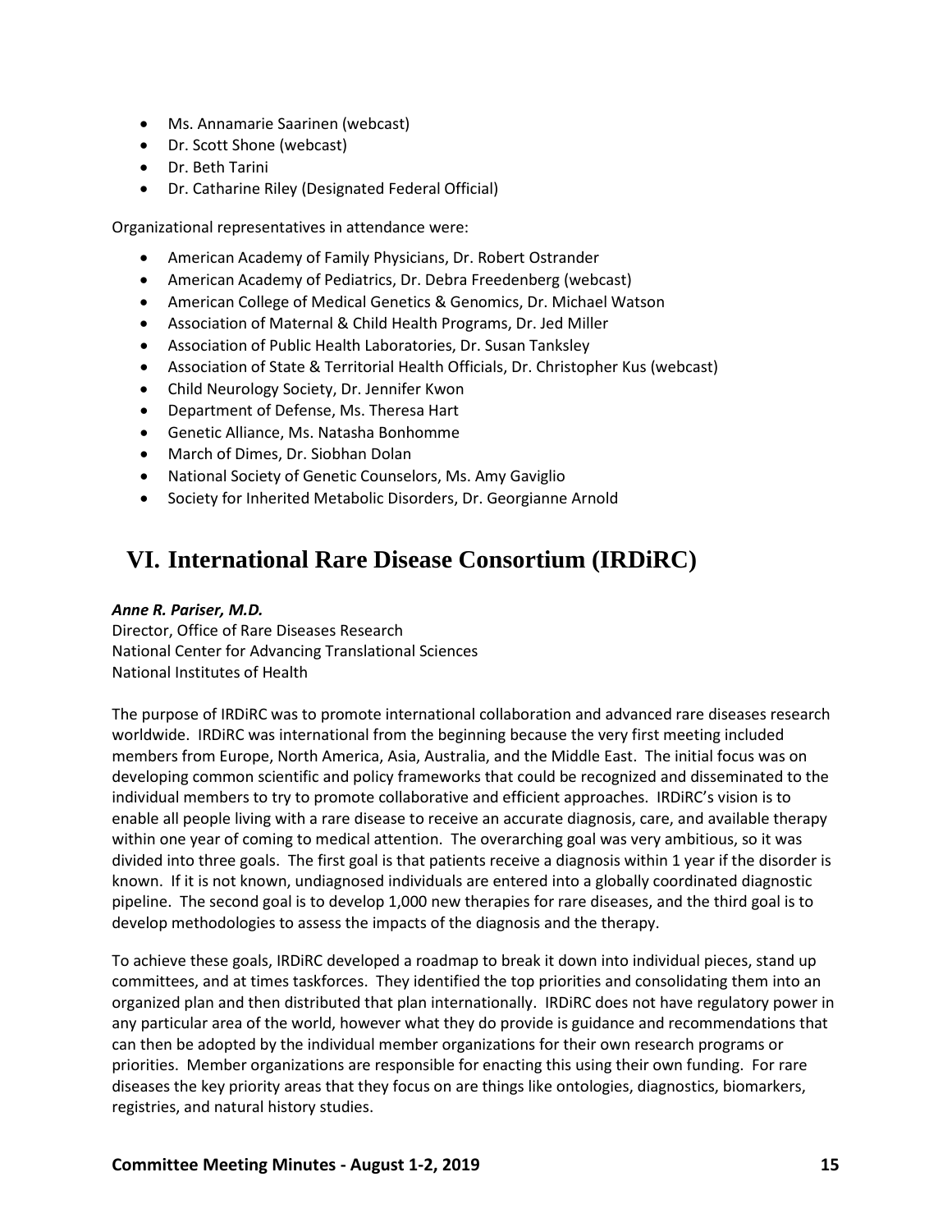- Ms. Annamarie Saarinen (webcast)
- Dr. Scott Shone (webcast)
- Dr. Beth Tarini
- Dr. Catharine Riley (Designated Federal Official)

Organizational representatives in attendance were:

- American Academy of Family Physicians, Dr. Robert Ostrander
- American Academy of Pediatrics, Dr. Debra Freedenberg (webcast)
- American College of Medical Genetics & Genomics, Dr. Michael Watson
- Association of Maternal & Child Health Programs, Dr. Jed Miller
- Association of Public Health Laboratories, Dr. Susan Tanksley
- Association of State & Territorial Health Officials, Dr. Christopher Kus (webcast)
- Child Neurology Society, Dr. Jennifer Kwon
- Department of Defense, Ms. Theresa Hart
- Genetic Alliance, Ms. Natasha Bonhomme
- March of Dimes, Dr. Siobhan Dolan
- National Society of Genetic Counselors, Ms. Amy Gaviglio
- Society for Inherited Metabolic Disorders, Dr. Georgianne Arnold

# VI. International Rare Disease Consortium (IRDiRC)

***Anne R. Pariser, M.D.***
Director, Office of Rare Diseases Research
National Center for Advancing Translational Sciences
National Institutes of Health

The purpose of IRDiRC was to promote international collaboration and advanced rare diseases research worldwide. IRDiRC was international from the beginning because the very first meeting included members from Europe, North America, Asia, Australia, and the Middle East. The initial focus was on developing common scientific and policy frameworks that could be recognized and disseminated to the individual members to try to promote collaborative and efficient approaches. IRDiRC's vision is to enable all people living with a rare disease to receive an accurate diagnosis, care, and available therapy within one year of coming to medical attention. The overarching goal was very ambitious, so it was divided into three goals. The first goal is that patients receive a diagnosis within 1 year if the disorder is known. If it is not known, undiagnosed individuals are entered into a globally coordinated diagnostic pipeline. The second goal is to develop 1,000 new therapies for rare diseases, and the third goal is to develop methodologies to assess the impacts of the diagnosis and the therapy.

To achieve these goals, IRDiRC developed a roadmap to break it down into individual pieces, stand up committees, and at times taskforces. They identified the top priorities and consolidating them into an organized plan and then distributed that plan internationally. IRDiRC does not have regulatory power in any particular area of the world, however what they do provide is guidance and recommendations that can then be adopted by the individual member organizations for their own research programs or priorities. Member organizations are responsible for enacting this using their own funding. For rare diseases the key priority areas that they focus on are things like ontologies, diagnostics, biomarkers, registries, and natural history studies.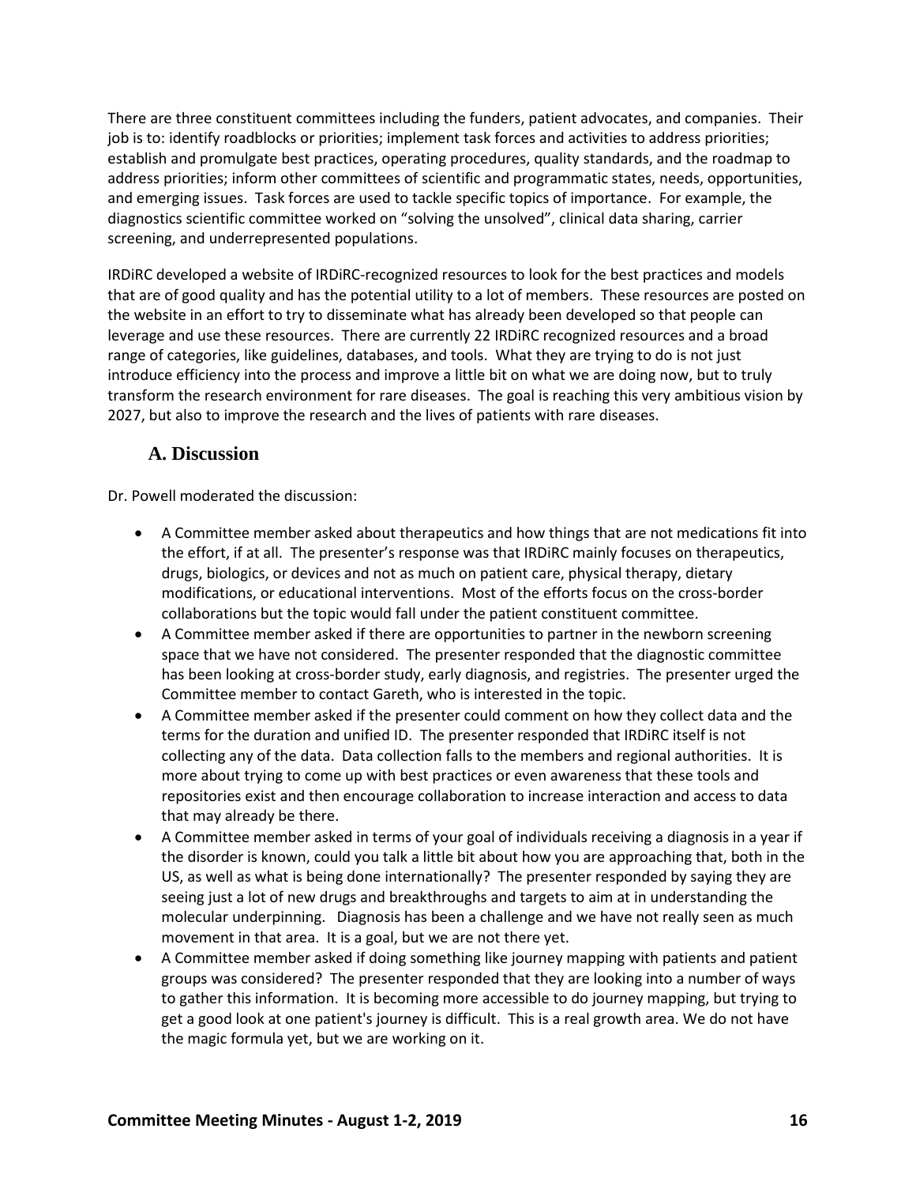There are three constituent committees including the funders, patient advocates, and companies. Their job is to: identify roadblocks or priorities; implement task forces and activities to address priorities; establish and promulgate best practices, operating procedures, quality standards, and the roadmap to address priorities; inform other committees of scientific and programmatic states, needs, opportunities, and emerging issues. Task forces are used to tackle specific topics of importance. For example, the diagnostics scientific committee worked on "solving the unsolved", clinical data sharing, carrier screening, and underrepresented populations.

IRDiRC developed a website of IRDiRC-recognized resources to look for the best practices and models that are of good quality and has the potential utility to a lot of members. These resources are posted on the website in an effort to try to disseminate what has already been developed so that people can leverage and use these resources. There are currently 22 IRDiRC recognized resources and a broad range of categories, like guidelines, databases, and tools. What they are trying to do is not just introduce efficiency into the process and improve a little bit on what we are doing now, but to truly transform the research environment for rare diseases. The goal is reaching this very ambitious vision by 2027, but also to improve the research and the lives of patients with rare diseases.

## A. Discussion

Dr. Powell moderated the discussion:

- A Committee member asked about therapeutics and how things that are not medications fit into the effort, if at all. The presenter's response was that IRDiRC mainly focuses on therapeutics, drugs, biologics, or devices and not as much on patient care, physical therapy, dietary modifications, or educational interventions. Most of the efforts focus on the cross-border collaborations but the topic would fall under the patient constituent committee.
- A Committee member asked if there are opportunities to partner in the newborn screening space that we have not considered. The presenter responded that the diagnostic committee has been looking at cross-border study, early diagnosis, and registries. The presenter urged the Committee member to contact Gareth, who is interested in the topic.
- A Committee member asked if the presenter could comment on how they collect data and the terms for the duration and unified ID. The presenter responded that IRDiRC itself is not collecting any of the data. Data collection falls to the members and regional authorities. It is more about trying to come up with best practices or even awareness that these tools and repositories exist and then encourage collaboration to increase interaction and access to data that may already be there.
- A Committee member asked in terms of your goal of individuals receiving a diagnosis in a year if the disorder is known, could you talk a little bit about how you are approaching that, both in the US, as well as what is being done internationally? The presenter responded by saying they are seeing just a lot of new drugs and breakthroughs and targets to aim at in understanding the molecular underpinning. Diagnosis has been a challenge and we have not really seen as much movement in that area. It is a goal, but we are not there yet.
- A Committee member asked if doing something like journey mapping with patients and patient groups was considered? The presenter responded that they are looking into a number of ways to gather this information. It is becoming more accessible to do journey mapping, but trying to get a good look at one patient's journey is difficult. This is a real growth area. We do not have the magic formula yet, but we are working on it.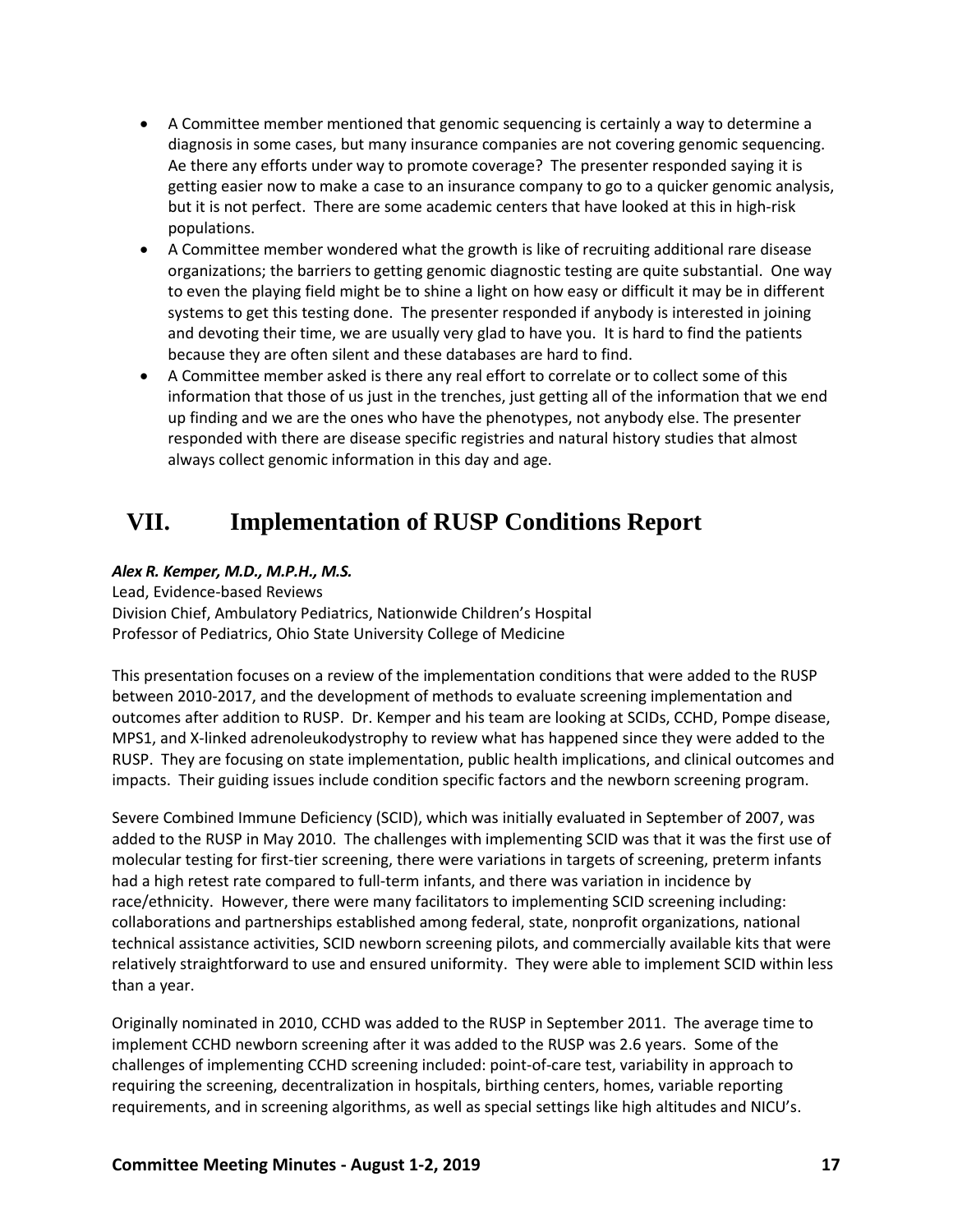- A Committee member mentioned that genomic sequencing is certainly a way to determine a diagnosis in some cases, but many insurance companies are not covering genomic sequencing. Ae there any efforts under way to promote coverage? The presenter responded saying it is getting easier now to make a case to an insurance company to go to a quicker genomic analysis, but it is not perfect. There are some academic centers that have looked at this in high-risk populations.
- A Committee member wondered what the growth is like of recruiting additional rare disease organizations; the barriers to getting genomic diagnostic testing are quite substantial. One way to even the playing field might be to shine a light on how easy or difficult it may be in different systems to get this testing done. The presenter responded if anybody is interested in joining and devoting their time, we are usually very glad to have you. It is hard to find the patients because they are often silent and these databases are hard to find.
- A Committee member asked is there any real effort to correlate or to collect some of this information that those of us just in the trenches, just getting all of the information that we end up finding and we are the ones who have the phenotypes, not anybody else. The presenter responded with there are disease specific registries and natural history studies that almost always collect genomic information in this day and age.

# VII. Implementation of RUSP Conditions Report

***Alex R. Kemper, M.D., M.P.H., M.S.***
Lead, Evidence-based Reviews
Division Chief, Ambulatory Pediatrics, Nationwide Children's Hospital
Professor of Pediatrics, Ohio State University College of Medicine

This presentation focuses on a review of the implementation conditions that were added to the RUSP between 2010-2017, and the development of methods to evaluate screening implementation and outcomes after addition to RUSP. Dr. Kemper and his team are looking at SCIDs, CCHD, Pompe disease, MPS1, and X-linked adrenoleukodystrophy to review what has happened since they were added to the RUSP. They are focusing on state implementation, public health implications, and clinical outcomes and impacts. Their guiding issues include condition specific factors and the newborn screening program.

Severe Combined Immune Deficiency (SCID), which was initially evaluated in September of 2007, was added to the RUSP in May 2010. The challenges with implementing SCID was that it was the first use of molecular testing for first-tier screening, there were variations in targets of screening, preterm infants had a high retest rate compared to full-term infants, and there was variation in incidence by race/ethnicity. However, there were many facilitators to implementing SCID screening including: collaborations and partnerships established among federal, state, nonprofit organizations, national technical assistance activities, SCID newborn screening pilots, and commercially available kits that were relatively straightforward to use and ensured uniformity. They were able to implement SCID within less than a year.

Originally nominated in 2010, CCHD was added to the RUSP in September 2011. The average time to implement CCHD newborn screening after it was added to the RUSP was 2.6 years. Some of the challenges of implementing CCHD screening included: point-of-care test, variability in approach to requiring the screening, decentralization in hospitals, birthing centers, homes, variable reporting requirements, and in screening algorithms, as well as special settings like high altitudes and NICU's.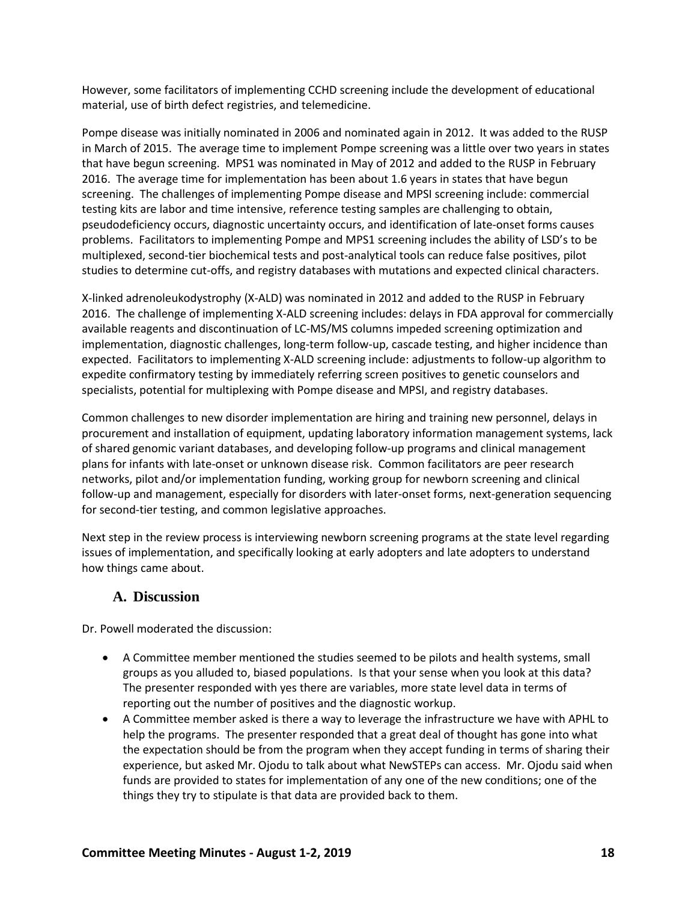However, some facilitators of implementing CCHD screening include the development of educational material, use of birth defect registries, and telemedicine.

Pompe disease was initially nominated in 2006 and nominated again in 2012. It was added to the RUSP in March of 2015. The average time to implement Pompe screening was a little over two years in states that have begun screening. MPS1 was nominated in May of 2012 and added to the RUSP in February 2016. The average time for implementation has been about 1.6 years in states that have begun screening. The challenges of implementing Pompe disease and MPSI screening include: commercial testing kits are labor and time intensive, reference testing samples are challenging to obtain, pseudodeficiency occurs, diagnostic uncertainty occurs, and identification of late-onset forms causes problems. Facilitators to implementing Pompe and MPS1 screening includes the ability of LSD's to be multiplexed, second-tier biochemical tests and post-analytical tools can reduce false positives, pilot studies to determine cut-offs, and registry databases with mutations and expected clinical characters.

X-linked adrenoleukodystrophy (X-ALD) was nominated in 2012 and added to the RUSP in February 2016. The challenge of implementing X-ALD screening includes: delays in FDA approval for commercially available reagents and discontinuation of LC-MS/MS columns impeded screening optimization and implementation, diagnostic challenges, long-term follow-up, cascade testing, and higher incidence than expected. Facilitators to implementing X-ALD screening include: adjustments to follow-up algorithm to expedite confirmatory testing by immediately referring screen positives to genetic counselors and specialists, potential for multiplexing with Pompe disease and MPSI, and registry databases.

Common challenges to new disorder implementation are hiring and training new personnel, delays in procurement and installation of equipment, updating laboratory information management systems, lack of shared genomic variant databases, and developing follow-up programs and clinical management plans for infants with late-onset or unknown disease risk. Common facilitators are peer research networks, pilot and/or implementation funding, working group for newborn screening and clinical follow-up and management, especially for disorders with later-onset forms, next-generation sequencing for second-tier testing, and common legislative approaches.

Next step in the review process is interviewing newborn screening programs at the state level regarding issues of implementation, and specifically looking at early adopters and late adopters to understand how things came about.

## A. Discussion

Dr. Powell moderated the discussion:

- A Committee member mentioned the studies seemed to be pilots and health systems, small groups as you alluded to, biased populations. Is that your sense when you look at this data? The presenter responded with yes there are variables, more state level data in terms of reporting out the number of positives and the diagnostic workup.
- A Committee member asked is there a way to leverage the infrastructure we have with APHL to help the programs. The presenter responded that a great deal of thought has gone into what the expectation should be from the program when they accept funding in terms of sharing their experience, but asked Mr. Ojodu to talk about what NewSTEPs can access. Mr. Ojodu said when funds are provided to states for implementation of any one of the new conditions; one of the things they try to stipulate is that data are provided back to them.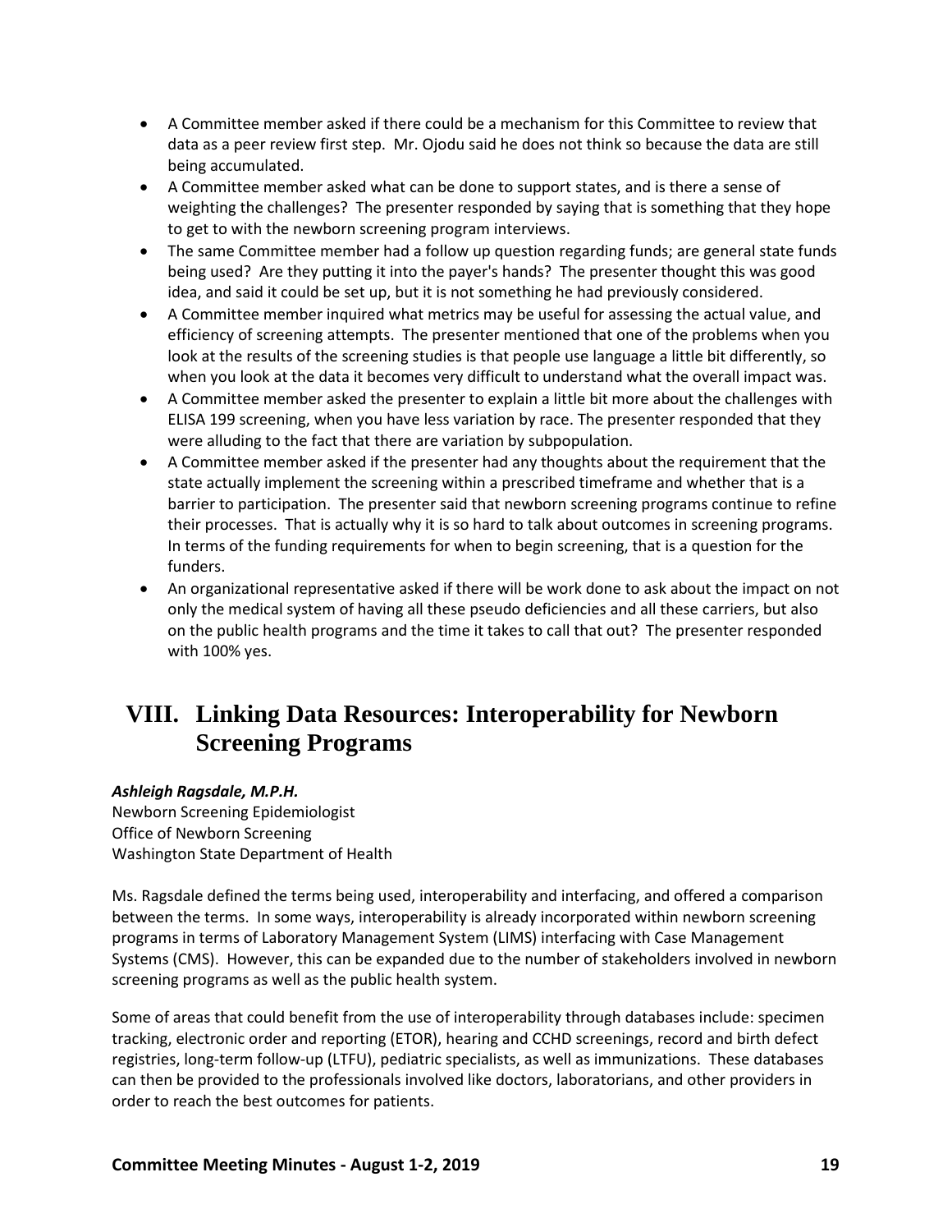- A Committee member asked if there could be a mechanism for this Committee to review that data as a peer review first step. Mr. Ojodu said he does not think so because the data are still being accumulated.
- A Committee member asked what can be done to support states, and is there a sense of weighting the challenges? The presenter responded by saying that is something that they hope to get to with the newborn screening program interviews.
- The same Committee member had a follow up question regarding funds; are general state funds being used? Are they putting it into the payer's hands? The presenter thought this was good idea, and said it could be set up, but it is not something he had previously considered.
- A Committee member inquired what metrics may be useful for assessing the actual value, and efficiency of screening attempts. The presenter mentioned that one of the problems when you look at the results of the screening studies is that people use language a little bit differently, so when you look at the data it becomes very difficult to understand what the overall impact was.
- A Committee member asked the presenter to explain a little bit more about the challenges with ELISA 199 screening, when you have less variation by race. The presenter responded that they were alluding to the fact that there are variation by subpopulation.
- A Committee member asked if the presenter had any thoughts about the requirement that the state actually implement the screening within a prescribed timeframe and whether that is a barrier to participation. The presenter said that newborn screening programs continue to refine their processes. That is actually why it is so hard to talk about outcomes in screening programs. In terms of the funding requirements for when to begin screening, that is a question for the funders.
- An organizational representative asked if there will be work done to ask about the impact on not only the medical system of having all these pseudo deficiencies and all these carriers, but also on the public health programs and the time it takes to call that out? The presenter responded with 100% yes.

# VIII. Linking Data Resources: Interoperability for Newborn Screening Programs

***Ashleigh Ragsdale, M.P.H.***
Newborn Screening Epidemiologist
Office of Newborn Screening
Washington State Department of Health

Ms. Ragsdale defined the terms being used, interoperability and interfacing, and offered a comparison between the terms. In some ways, interoperability is already incorporated within newborn screening programs in terms of Laboratory Management System (LIMS) interfacing with Case Management Systems (CMS). However, this can be expanded due to the number of stakeholders involved in newborn screening programs as well as the public health system.

Some of areas that could benefit from the use of interoperability through databases include: specimen tracking, electronic order and reporting (ETOR), hearing and CCHD screenings, record and birth defect registries, long-term follow-up (LTFU), pediatric specialists, as well as immunizations. These databases can then be provided to the professionals involved like doctors, laboratorians, and other providers in order to reach the best outcomes for patients.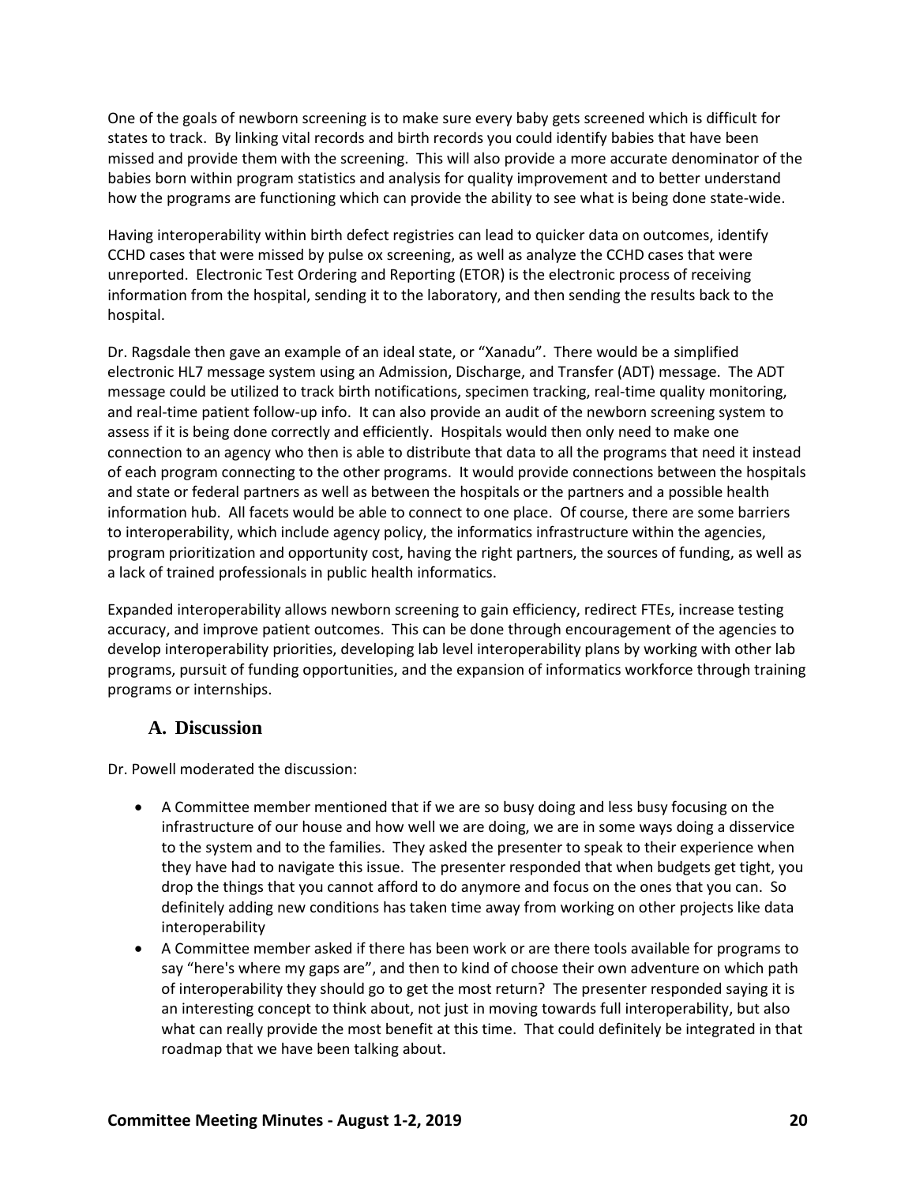One of the goals of newborn screening is to make sure every baby gets screened which is difficult for states to track. By linking vital records and birth records you could identify babies that have been missed and provide them with the screening. This will also provide a more accurate denominator of the babies born within program statistics and analysis for quality improvement and to better understand how the programs are functioning which can provide the ability to see what is being done state-wide.

Having interoperability within birth defect registries can lead to quicker data on outcomes, identify CCHD cases that were missed by pulse ox screening, as well as analyze the CCHD cases that were unreported. Electronic Test Ordering and Reporting (ETOR) is the electronic process of receiving information from the hospital, sending it to the laboratory, and then sending the results back to the hospital.

Dr. Ragsdale then gave an example of an ideal state, or "Xanadu". There would be a simplified electronic HL7 message system using an Admission, Discharge, and Transfer (ADT) message. The ADT message could be utilized to track birth notifications, specimen tracking, real-time quality monitoring, and real-time patient follow-up info. It can also provide an audit of the newborn screening system to assess if it is being done correctly and efficiently. Hospitals would then only need to make one connection to an agency who then is able to distribute that data to all the programs that need it instead of each program connecting to the other programs. It would provide connections between the hospitals and state or federal partners as well as between the hospitals or the partners and a possible health information hub. All facets would be able to connect to one place. Of course, there are some barriers to interoperability, which include agency policy, the informatics infrastructure within the agencies, program prioritization and opportunity cost, having the right partners, the sources of funding, as well as a lack of trained professionals in public health informatics.

Expanded interoperability allows newborn screening to gain efficiency, redirect FTEs, increase testing accuracy, and improve patient outcomes. This can be done through encouragement of the agencies to develop interoperability priorities, developing lab level interoperability plans by working with other lab programs, pursuit of funding opportunities, and the expansion of informatics workforce through training programs or internships.

## A. Discussion

Dr. Powell moderated the discussion:

- A Committee member mentioned that if we are so busy doing and less busy focusing on the infrastructure of our house and how well we are doing, we are in some ways doing a disservice to the system and to the families. They asked the presenter to speak to their experience when they have had to navigate this issue. The presenter responded that when budgets get tight, you drop the things that you cannot afford to do anymore and focus on the ones that you can. So definitely adding new conditions has taken time away from working on other projects like data interoperability
- A Committee member asked if there has been work or are there tools available for programs to say "here's where my gaps are", and then to kind of choose their own adventure on which path of interoperability they should go to get the most return? The presenter responded saying it is an interesting concept to think about, not just in moving towards full interoperability, but also what can really provide the most benefit at this time. That could definitely be integrated in that roadmap that we have been talking about.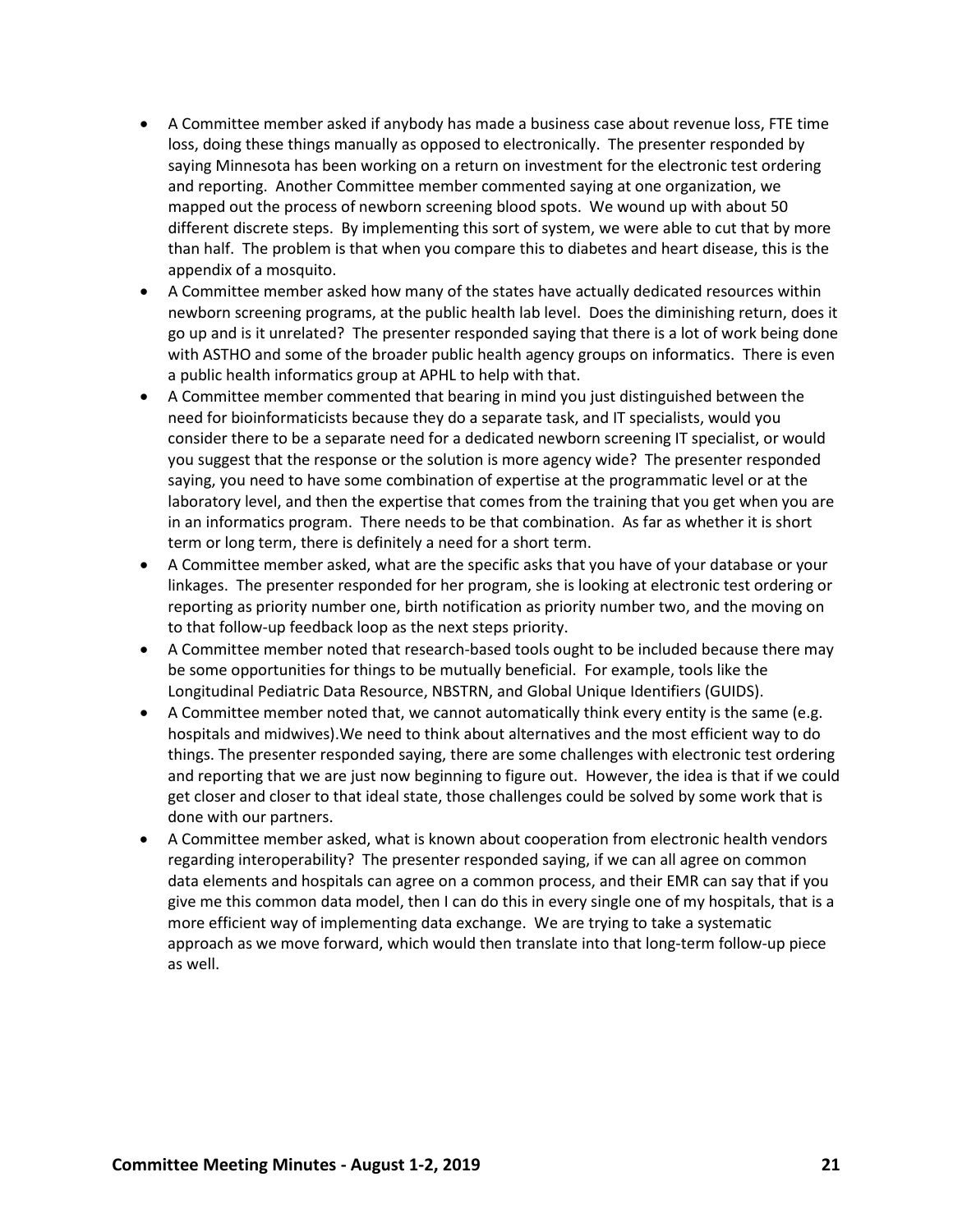- A Committee member asked if anybody has made a business case about revenue loss, FTE time loss, doing these things manually as opposed to electronically. The presenter responded by saying Minnesota has been working on a return on investment for the electronic test ordering and reporting. Another Committee member commented saying at one organization, we mapped out the process of newborn screening blood spots. We wound up with about 50 different discrete steps. By implementing this sort of system, we were able to cut that by more than half. The problem is that when you compare this to diabetes and heart disease, this is the appendix of a mosquito.
- A Committee member asked how many of the states have actually dedicated resources within newborn screening programs, at the public health lab level. Does the diminishing return, does it go up and is it unrelated? The presenter responded saying that there is a lot of work being done with ASTHO and some of the broader public health agency groups on informatics. There is even a public health informatics group at APHL to help with that.
- A Committee member commented that bearing in mind you just distinguished between the need for bioinformaticists because they do a separate task, and IT specialists, would you consider there to be a separate need for a dedicated newborn screening IT specialist, or would you suggest that the response or the solution is more agency wide? The presenter responded saying, you need to have some combination of expertise at the programmatic level or at the laboratory level, and then the expertise that comes from the training that you get when you are in an informatics program. There needs to be that combination. As far as whether it is short term or long term, there is definitely a need for a short term.
- A Committee member asked, what are the specific asks that you have of your database or your linkages. The presenter responded for her program, she is looking at electronic test ordering or reporting as priority number one, birth notification as priority number two, and the moving on to that follow-up feedback loop as the next steps priority.
- A Committee member noted that research-based tools ought to be included because there may be some opportunities for things to be mutually beneficial. For example, tools like the Longitudinal Pediatric Data Resource, NBSTRN, and Global Unique Identifiers (GUIDS).
- A Committee member noted that, we cannot automatically think every entity is the same (e.g. hospitals and midwives).We need to think about alternatives and the most efficient way to do things. The presenter responded saying, there are some challenges with electronic test ordering and reporting that we are just now beginning to figure out. However, the idea is that if we could get closer and closer to that ideal state, those challenges could be solved by some work that is done with our partners.
- A Committee member asked, what is known about cooperation from electronic health vendors regarding interoperability? The presenter responded saying, if we can all agree on common data elements and hospitals can agree on a common process, and their EMR can say that if you give me this common data model, then I can do this in every single one of my hospitals, that is a more efficient way of implementing data exchange. We are trying to take a systematic approach as we move forward, which would then translate into that long-term follow-up piece as well.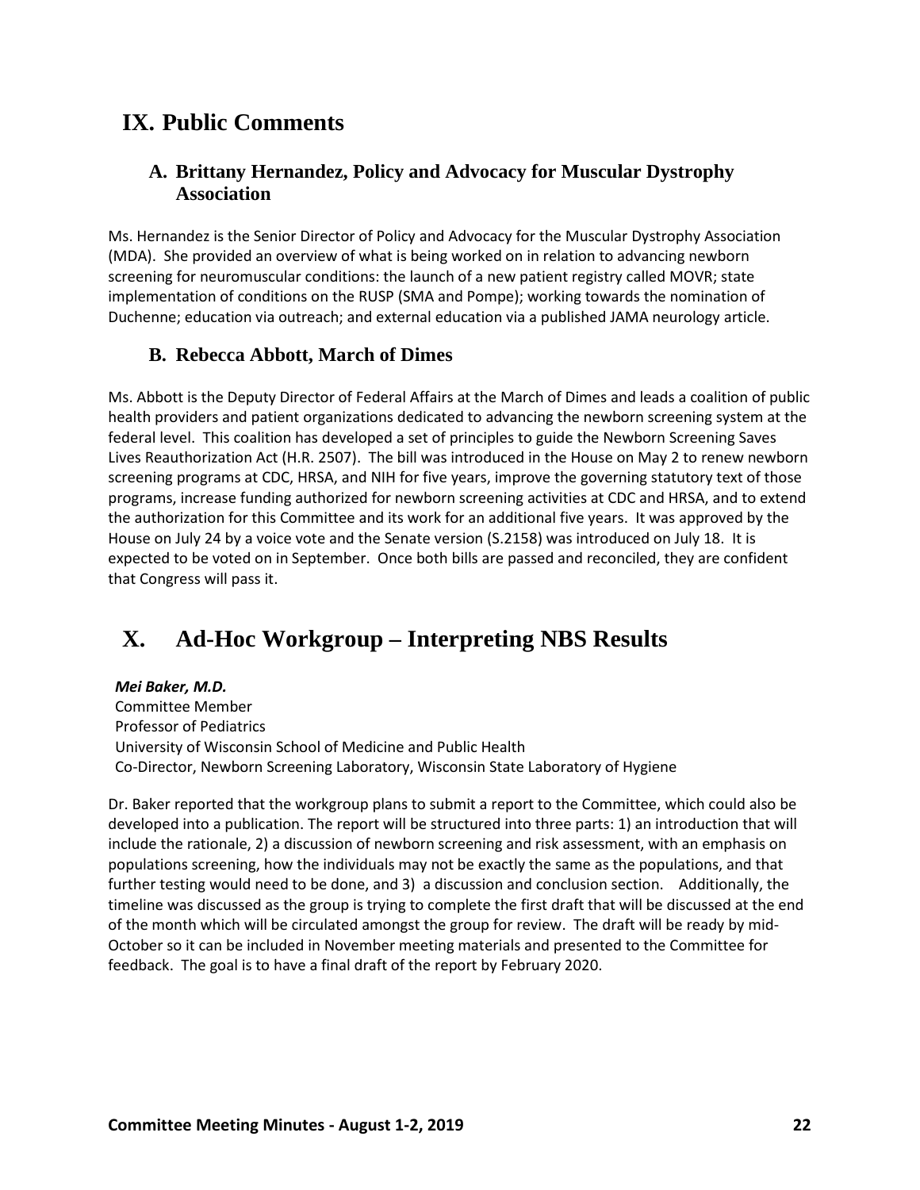# IX. Public Comments

## A. Brittany Hernandez, Policy and Advocacy for Muscular Dystrophy Association

Ms. Hernandez is the Senior Director of Policy and Advocacy for the Muscular Dystrophy Association (MDA). She provided an overview of what is being worked on in relation to advancing newborn screening for neuromuscular conditions: the launch of a new patient registry called MOVR; state implementation of conditions on the RUSP (SMA and Pompe); working towards the nomination of Duchenne; education via outreach; and external education via a published JAMA neurology article.

## B. Rebecca Abbott, March of Dimes

Ms. Abbott is the Deputy Director of Federal Affairs at the March of Dimes and leads a coalition of public health providers and patient organizations dedicated to advancing the newborn screening system at the federal level. This coalition has developed a set of principles to guide the Newborn Screening Saves Lives Reauthorization Act (H.R. 2507). The bill was introduced in the House on May 2 to renew newborn screening programs at CDC, HRSA, and NIH for five years, improve the governing statutory text of those programs, increase funding authorized for newborn screening activities at CDC and HRSA, and to extend the authorization for this Committee and its work for an additional five years. It was approved by the House on July 24 by a voice vote and the Senate version (S.2158) was introduced on July 18. It is expected to be voted on in September. Once both bills are passed and reconciled, they are confident that Congress will pass it.

# X. Ad-Hoc Workgroup – Interpreting NBS Results

***Mei Baker, M.D.***
Committee Member
Professor of Pediatrics
University of Wisconsin School of Medicine and Public Health
Co-Director, Newborn Screening Laboratory, Wisconsin State Laboratory of Hygiene

Dr. Baker reported that the workgroup plans to submit a report to the Committee, which could also be developed into a publication. The report will be structured into three parts: 1) an introduction that will include the rationale, 2) a discussion of newborn screening and risk assessment, with an emphasis on populations screening, how the individuals may not be exactly the same as the populations, and that further testing would need to be done, and 3) a discussion and conclusion section. Additionally, the timeline was discussed as the group is trying to complete the first draft that will be discussed at the end of the month which will be circulated amongst the group for review. The draft will be ready by mid-October so it can be included in November meeting materials and presented to the Committee for feedback. The goal is to have a final draft of the report by February 2020.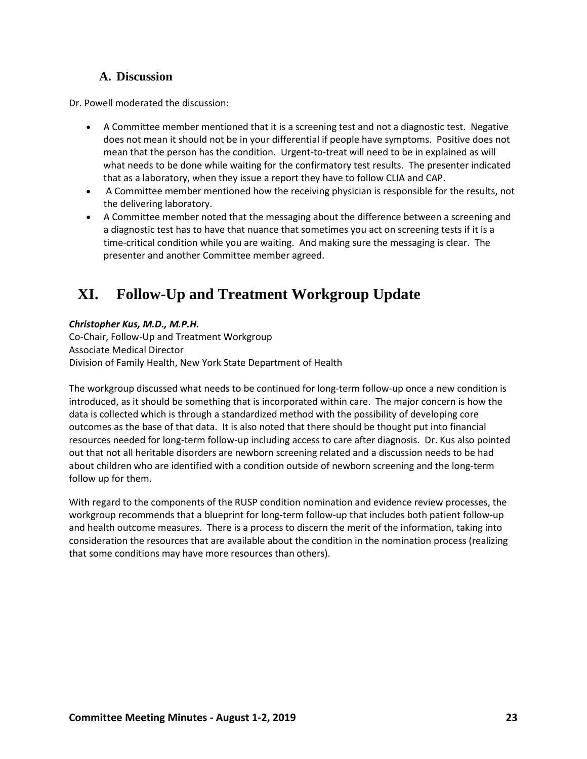### A. Discussion

Dr. Powell moderated the discussion:

- A Committee member mentioned that it is a screening test and not a diagnostic test. Negative does not mean it should not be in your differential if people have symptoms. Positive does not mean that the person has the condition. Urgent-to-treat will need to be in explained as will what needs to be done while waiting for the confirmatory test results. The presenter indicated that as a laboratory, when they issue a report they have to follow CLIA and CAP.
- A Committee member mentioned how the receiving physician is responsible for the results, not the delivering laboratory.
- A Committee member noted that the messaging about the difference between a screening and a diagnostic test has to have that nuance that sometimes you act on screening tests if it is a time-critical condition while you are waiting. And making sure the messaging is clear. The presenter and another Committee member agreed.

## XI. Follow-Up and Treatment Workgroup Update

***Christopher Kus, M.D., M.P.H.***
Co-Chair, Follow-Up and Treatment Workgroup
Associate Medical Director
Division of Family Health, New York State Department of Health

The workgroup discussed what needs to be continued for long-term follow-up once a new condition is introduced, as it should be something that is incorporated within care. The major concern is how the data is collected which is through a standardized method with the possibility of developing core outcomes as the base of that data. It is also noted that there should be thought put into financial resources needed for long-term follow-up including access to care after diagnosis. Dr. Kus also pointed out that not all heritable disorders are newborn screening related and a discussion needs to be had about children who are identified with a condition outside of newborn screening and the long-term follow up for them.

With regard to the components of the RUSP condition nomination and evidence review processes, the workgroup recommends that a blueprint for long-term follow-up that includes both patient follow-up and health outcome measures. There is a process to discern the merit of the information, taking into consideration the resources that are available about the condition in the nomination process (realizing that some conditions may have more resources than others).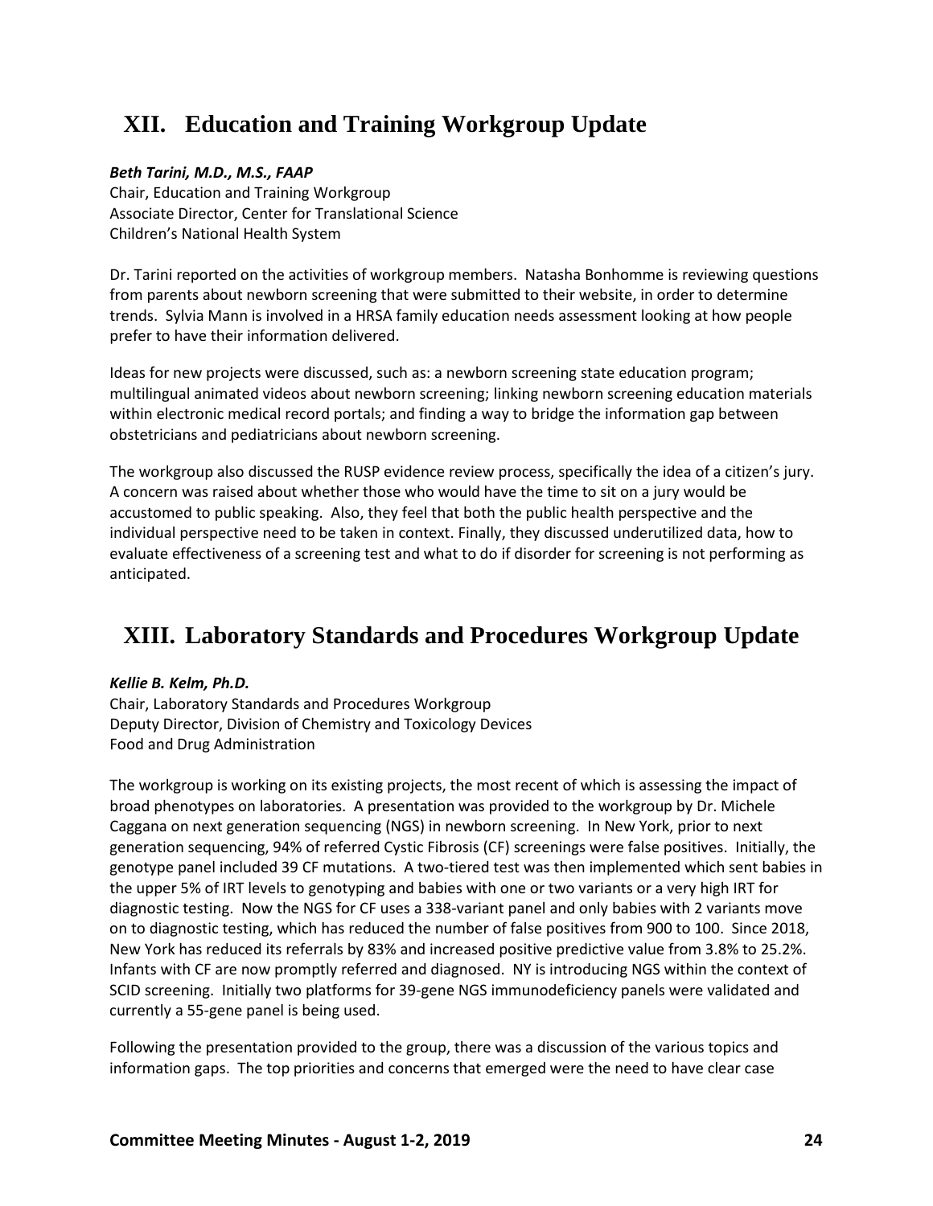# XII. Education and Training Workgroup Update

***Beth Tarini, M.D., M.S., FAAP***
Chair, Education and Training Workgroup
Associate Director, Center for Translational Science
Children's National Health System

Dr. Tarini reported on the activities of workgroup members. Natasha Bonhomme is reviewing questions from parents about newborn screening that were submitted to their website, in order to determine trends. Sylvia Mann is involved in a HRSA family education needs assessment looking at how people prefer to have their information delivered.

Ideas for new projects were discussed, such as: a newborn screening state education program; multilingual animated videos about newborn screening; linking newborn screening education materials within electronic medical record portals; and finding a way to bridge the information gap between obstetricians and pediatricians about newborn screening.

The workgroup also discussed the RUSP evidence review process, specifically the idea of a citizen's jury. A concern was raised about whether those who would have the time to sit on a jury would be accustomed to public speaking. Also, they feel that both the public health perspective and the individual perspective need to be taken in context. Finally, they discussed underutilized data, how to evaluate effectiveness of a screening test and what to do if disorder for screening is not performing as anticipated.

# XIII. Laboratory Standards and Procedures Workgroup Update

***Kellie B. Kelm, Ph.D.***
Chair, Laboratory Standards and Procedures Workgroup
Deputy Director, Division of Chemistry and Toxicology Devices
Food and Drug Administration

The workgroup is working on its existing projects, the most recent of which is assessing the impact of broad phenotypes on laboratories. A presentation was provided to the workgroup by Dr. Michele Caggana on next generation sequencing (NGS) in newborn screening. In New York, prior to next generation sequencing, 94% of referred Cystic Fibrosis (CF) screenings were false positives. Initially, the genotype panel included 39 CF mutations. A two-tiered test was then implemented which sent babies in the upper 5% of IRT levels to genotyping and babies with one or two variants or a very high IRT for diagnostic testing. Now the NGS for CF uses a 338-variant panel and only babies with 2 variants move on to diagnostic testing, which has reduced the number of false positives from 900 to 100. Since 2018, New York has reduced its referrals by 83% and increased positive predictive value from 3.8% to 25.2%. Infants with CF are now promptly referred and diagnosed. NY is introducing NGS within the context of SCID screening. Initially two platforms for 39-gene NGS immunodeficiency panels were validated and currently a 55-gene panel is being used.

Following the presentation provided to the group, there was a discussion of the various topics and information gaps. The top priorities and concerns that emerged were the need to have clear case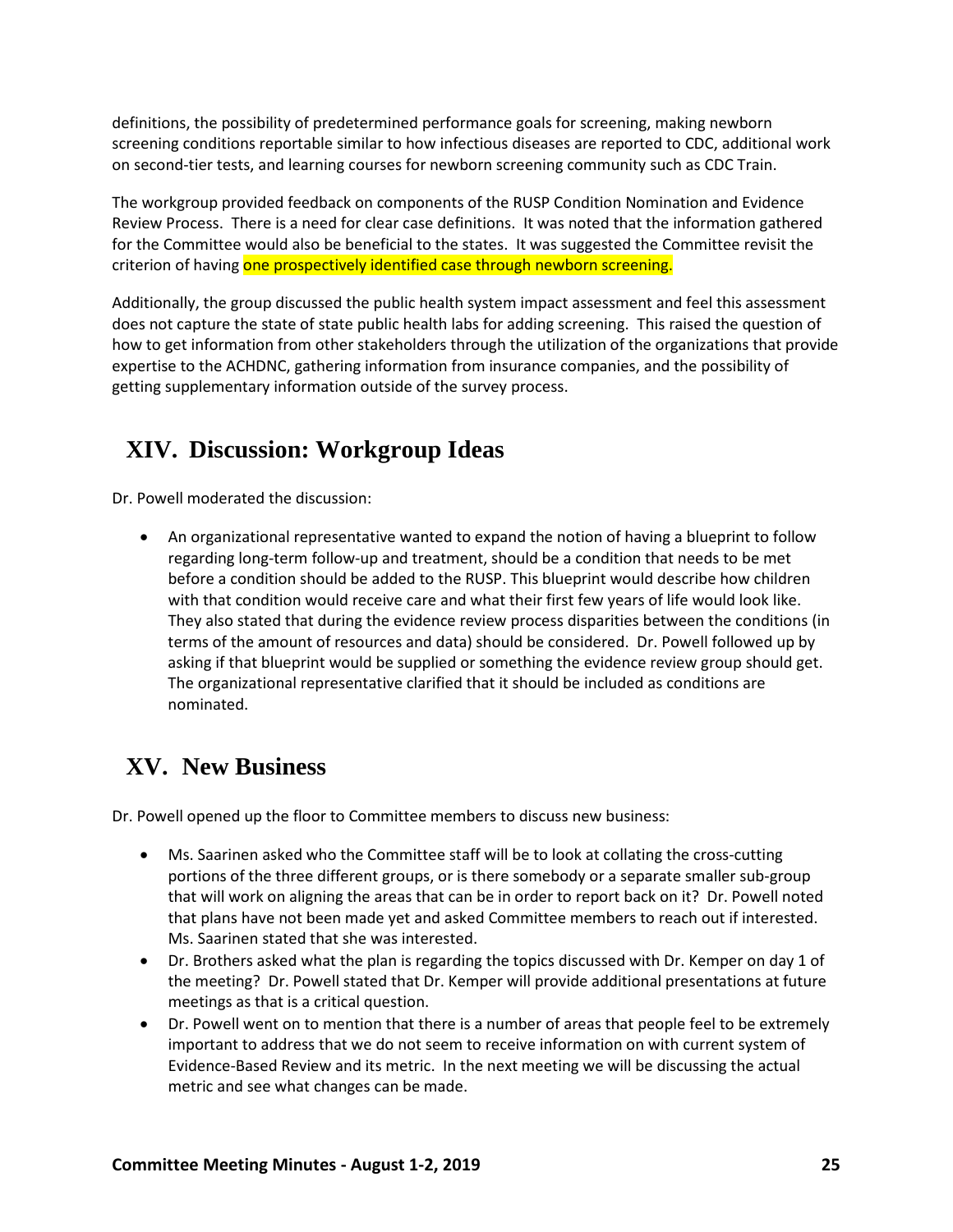definitions, the possibility of predetermined performance goals for screening, making newborn screening conditions reportable similar to how infectious diseases are reported to CDC, additional work on second-tier tests, and learning courses for newborn screening community such as CDC Train.

The workgroup provided feedback on components of the RUSP Condition Nomination and Evidence Review Process. There is a need for clear case definitions. It was noted that the information gathered for the Committee would also be beneficial to the states. It was suggested the Committee revisit the criterion of having one prospectively identified case through newborn screening.

Additionally, the group discussed the public health system impact assessment and feel this assessment does not capture the state of state public health labs for adding screening. This raised the question of how to get information from other stakeholders through the utilization of the organizations that provide expertise to the ACHDNC, gathering information from insurance companies, and the possibility of getting supplementary information outside of the survey process.

## XIV. Discussion: Workgroup Ideas

Dr. Powell moderated the discussion:

- An organizational representative wanted to expand the notion of having a blueprint to follow regarding long-term follow-up and treatment, should be a condition that needs to be met before a condition should be added to the RUSP. This blueprint would describe how children with that condition would receive care and what their first few years of life would look like. They also stated that during the evidence review process disparities between the conditions (in terms of the amount of resources and data) should be considered. Dr. Powell followed up by asking if that blueprint would be supplied or something the evidence review group should get. The organizational representative clarified that it should be included as conditions are nominated.

## XV. New Business

Dr. Powell opened up the floor to Committee members to discuss new business:

- Ms. Saarinen asked who the Committee staff will be to look at collating the cross-cutting portions of the three different groups, or is there somebody or a separate smaller sub-group that will work on aligning the areas that can be in order to report back on it? Dr. Powell noted that plans have not been made yet and asked Committee members to reach out if interested. Ms. Saarinen stated that she was interested.
- Dr. Brothers asked what the plan is regarding the topics discussed with Dr. Kemper on day 1 of the meeting? Dr. Powell stated that Dr. Kemper will provide additional presentations at future meetings as that is a critical question.
- Dr. Powell went on to mention that there is a number of areas that people feel to be extremely important to address that we do not seem to receive information on with current system of Evidence-Based Review and its metric. In the next meeting we will be discussing the actual metric and see what changes can be made.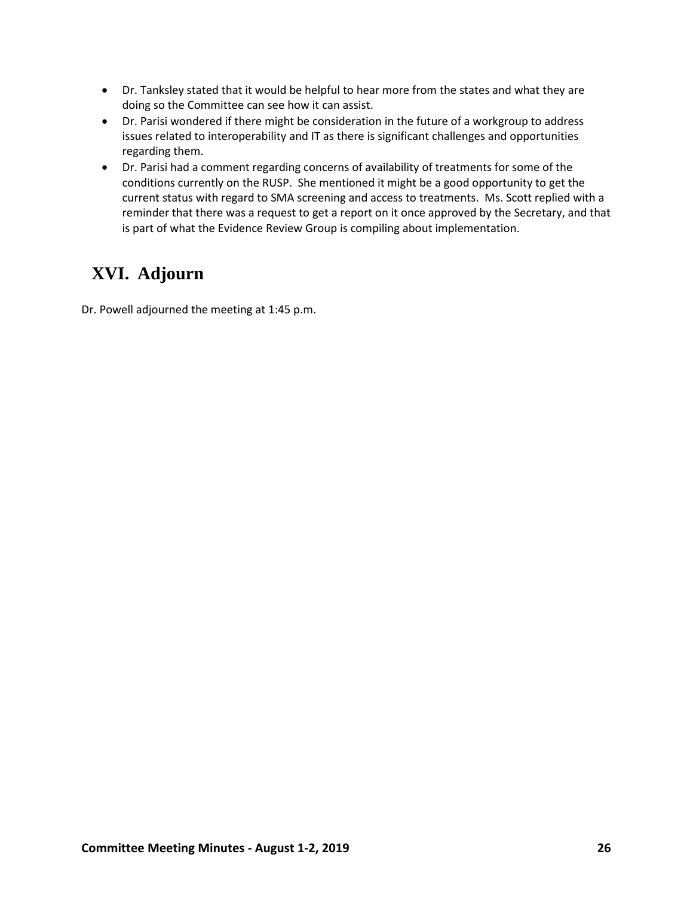- Dr. Tanksley stated that it would be helpful to hear more from the states and what they are doing so the Committee can see how it can assist.
- Dr. Parisi wondered if there might be consideration in the future of a workgroup to address issues related to interoperability and IT as there is significant challenges and opportunities regarding them.
- Dr. Parisi had a comment regarding concerns of availability of treatments for some of the conditions currently on the RUSP. She mentioned it might be a good opportunity to get the current status with regard to SMA screening and access to treatments. Ms. Scott replied with a reminder that there was a request to get a report on it once approved by the Secretary, and that is part of what the Evidence Review Group is compiling about implementation.

## XVI. Adjourn

Dr. Powell adjourned the meeting at 1:45 p.m.